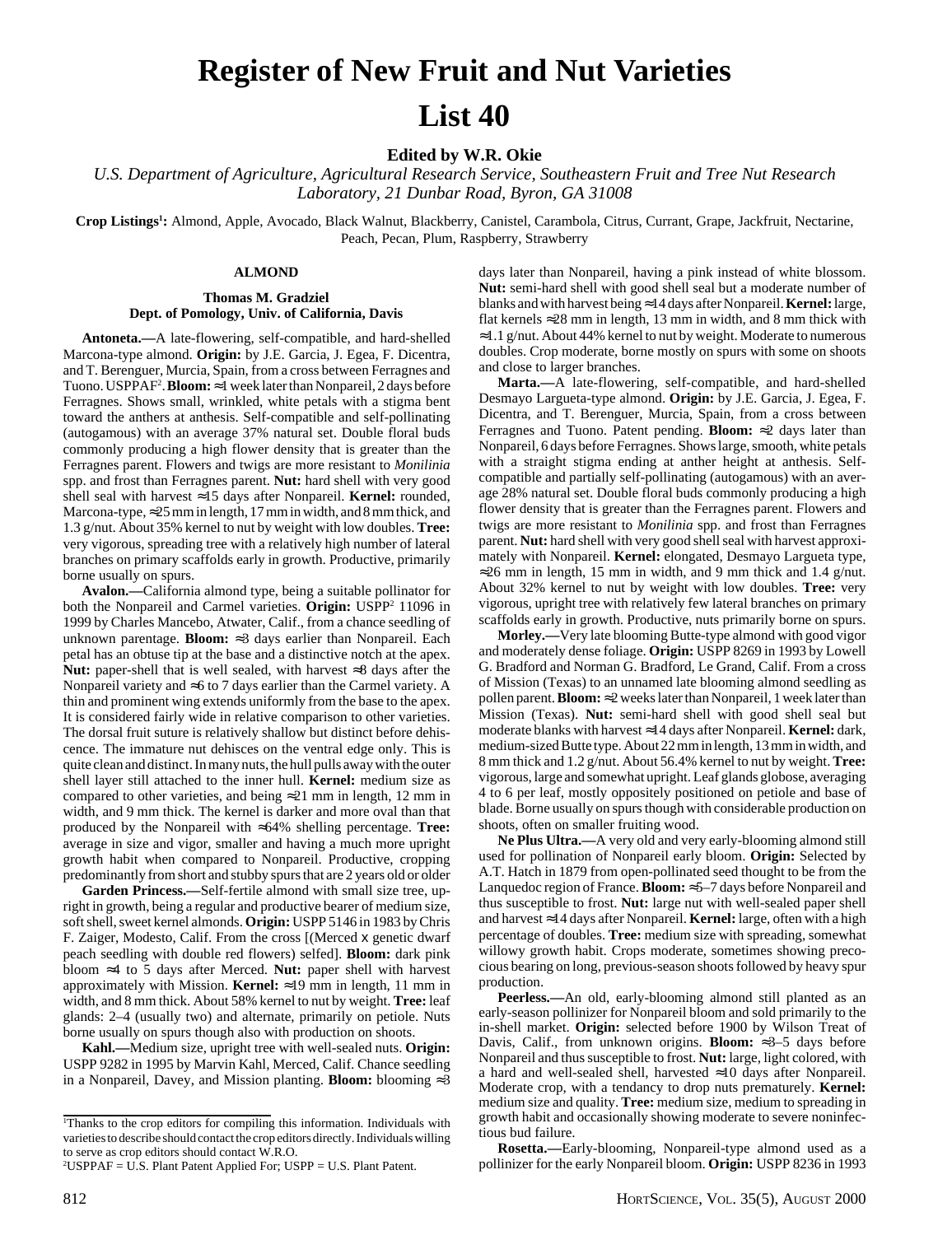# Register of New Fruit and Nut Varieties List 40

**Edited by W.R. Okie**

*U.S. Department of Agriculture, Agricultural Research Service, Southeastern Fruit and Tree Nut Research Laboratory, 21 Dunbar Road, Byron, GA 31008*

**Crop Listings[1]:** Almond, Apple, Avocado, Black Walnut, Blackberry, Canistel, Carambola, Citrus, Currant, Grape, Jackfruit, Nectarine, Peach, Pecan, Plum, Raspberry, Strawberry

## ALMOND

**Thomas M. Gradziel**
**Dept. of Pomology, Univ. of California, Davis**

**Antoneta.—**A late-flowering, self-compatible, and hard-shelled Marcona-type almond. **Origin:** by J.E. Garcia, J. Egea, F. Dicentra, and T. Berenguer, Murcia, Spain, from a cross between Ferragnes and Tuono. USPPAF[2]. **Bloom:** ≈1 week later than Nonpareil, 2 days before Ferragnes. Shows small, wrinkled, white petals with a stigma bent toward the anthers at anthesis. Self-compatible and self-pollinating (autogamous) with an average 37% natural set. Double floral buds commonly producing a high flower density that is greater than the Ferragnes parent. Flowers and twigs are more resistant to *Monilinia* spp. and frost than Ferragnes parent. **Nut:** hard shell with very good shell seal with harvest ≈15 days after Nonpareil. **Kernel:** rounded, Marcona-type, ≈25 mm in length, 17 mm in width, and 8 mm thick, and 1.3 g/nut. About 35% kernel to nut by weight with low doubles. **Tree:** very vigorous, spreading tree with a relatively high number of lateral branches on primary scaffolds early in growth. Productive, primarily borne usually on spurs.

**Avalon.—**California almond type, being a suitable pollinator for both the Nonpareil and Carmel varieties. **Origin:** USPP[2] 11096 in 1999 by Charles Mancebo, Atwater, Calif., from a chance seedling of unknown parentage. **Bloom:** ≈3 days earlier than Nonpareil. Each petal has an obtuse tip at the base and a distinctive notch at the apex. **Nut:** paper-shell that is well sealed, with harvest ≈8 days after the Nonpareil variety and ≈6 to 7 days earlier than the Carmel variety. A thin and prominent wing extends uniformly from the base to the apex. It is considered fairly wide in relative comparison to other varieties. The dorsal fruit suture is relatively shallow but distinct before dehiscence. The immature nut dehisces on the ventral edge only. This is quite clean and distinct. In many nuts, the hull pulls away with the outer shell layer still attached to the inner hull. **Kernel:** medium size as compared to other varieties, and being ≈21 mm in length, 12 mm in width, and 9 mm thick. The kernel is darker and more oval than that produced by the Nonpareil with ≈64% shelling percentage. **Tree:** average in size and vigor, smaller and having a much more upright growth habit when compared to Nonpareil. Productive, cropping predominantly from short and stubby spurs that are 2 years old or older

**Garden Princess.—**Self-fertile almond with small size tree, upright in growth, being a regular and productive bearer of medium size, soft shell, sweet kernel almonds. **Origin:** USPP 5146 in 1983 by Chris F. Zaiger, Modesto, Calif. From the cross [(Merced x genetic dwarf peach seedling with double red flowers) selfed]. **Bloom:** dark pink bloom ≈4 to 5 days after Merced. **Nut:** paper shell with harvest approximately with Mission. **Kernel:** ≈19 mm in length, 11 mm in width, and 8 mm thick. About 58% kernel to nut by weight. **Tree:** leaf glands: 2–4 (usually two) and alternate, primarily on petiole. Nuts borne usually on spurs though also with production on shoots.

**Kahl.—**Medium size, upright tree with well-sealed nuts. **Origin:** USPP 9282 in 1995 by Marvin Kahl, Merced, Calif. Chance seedling in a Nonpareil, Davey, and Mission planting. **Bloom:** blooming ≈3 days later than Nonpareil, having a pink instead of white blossom. **Nut:** semi-hard shell with good shell seal but a moderate number of blanks and with harvest being ≈14 days after Nonpareil. **Kernel:** large, flat kernels ≈28 mm in length, 13 mm in width, and 8 mm thick with ≈1.1 g/nut. About 44% kernel to nut by weight. Moderate to numerous doubles. Crop moderate, borne mostly on spurs with some on shoots and close to larger branches.

**Marta.—**A late-flowering, self-compatible, and hard-shelled Desmayo Largueta-type almond. **Origin:** by J.E. Garcia, J. Egea, F. Dicentra, and T. Berenguer, Murcia, Spain, from a cross between Ferragnes and Tuono. Patent pending. **Bloom:** ≈2 days later than Nonpareil, 6 days before Ferragnes. Shows large, smooth, white petals with a straight stigma ending at anther height at anthesis. Self-compatible and partially self-pollinating (autogamous) with an average 28% natural set. Double floral buds commonly producing a high flower density that is greater than the Ferragnes parent. Flowers and twigs are more resistant to *Monilinia* spp. and frost than Ferragnes parent. **Nut:** hard shell with very good shell seal with harvest approximately with Nonpareil. **Kernel:** elongated, Desmayo Largueta type, ≈26 mm in length, 15 mm in width, and 9 mm thick and 1.4 g/nut. About 32% kernel to nut by weight with low doubles. **Tree:** very vigorous, upright tree with relatively few lateral branches on primary scaffolds early in growth. Productive, nuts primarily borne on spurs.

**Morley.—**Very late blooming Butte-type almond with good vigor and moderately dense foliage. **Origin:** USPP 8269 in 1993 by Lowell G. Bradford and Norman G. Bradford, Le Grand, Calif. From a cross of Mission (Texas) to an unnamed late blooming almond seedling as pollen parent. **Bloom:** ≈2 weeks later than Nonpareil, 1 week later than Mission (Texas). **Nut:** semi-hard shell with good shell seal but moderate blanks with harvest ≈14 days after Nonpareil. **Kernel:** dark, medium-sized Butte type. About 22 mm in length, 13 mm in width, and 8 mm thick and 1.2 g/nut. About 56.4% kernel to nut by weight. **Tree:** vigorous, large and somewhat upright. Leaf glands globose, averaging 4 to 6 per leaf, mostly oppositely positioned on petiole and base of blade. Borne usually on spurs though with considerable production on shoots, often on smaller fruiting wood.

**Ne Plus Ultra.—**A very old and very early-blooming almond still used for pollination of Nonpareil early bloom. **Origin:** Selected by A.T. Hatch in 1879 from open-pollinated seed thought to be from the Lanquedoc region of France. **Bloom:** ≈5–7 days before Nonpareil and thus susceptible to frost. **Nut:** large nut with well-sealed paper shell and harvest ≈14 days after Nonpareil. **Kernel:** large, often with a high percentage of doubles. **Tree:** medium size with spreading, somewhat willowy growth habit. Crops moderate, sometimes showing precocious bearing on long, previous-season shoots followed by heavy spur production.

**Peerless.—**An old, early-blooming almond still planted as an early-season pollinizer for Nonpareil bloom and sold primarily to the in-shell market. **Origin:** selected before 1900 by Wilson Treat of Davis, Calif., from unknown origins. **Bloom:** ≈3–5 days before Nonpareil and thus susceptible to frost. **Nut:** large, light colored, with a hard and well-sealed shell, harvested ≈10 days after Nonpareil. Moderate crop, with a tendency to drop nuts prematurely. **Kernel:** medium size and quality. **Tree:** medium size, medium to spreading in growth habit and occasionally showing moderate to severe noninfectious bud failure.

**Rosetta.—**Early-blooming, Nonpareil-type almond used as a pollinizer for the early Nonpareil bloom. **Origin:** USPP 8236 in 1993

---

[1]Thanks to the crop editors for compiling this information. Individuals with varieties to describe should contact the crop editors directly. Individuals willing to serve as crop editors should contact W.R.O.

[2]USPPAF = U.S. Plant Patent Applied For; USPP = U.S. Plant Patent.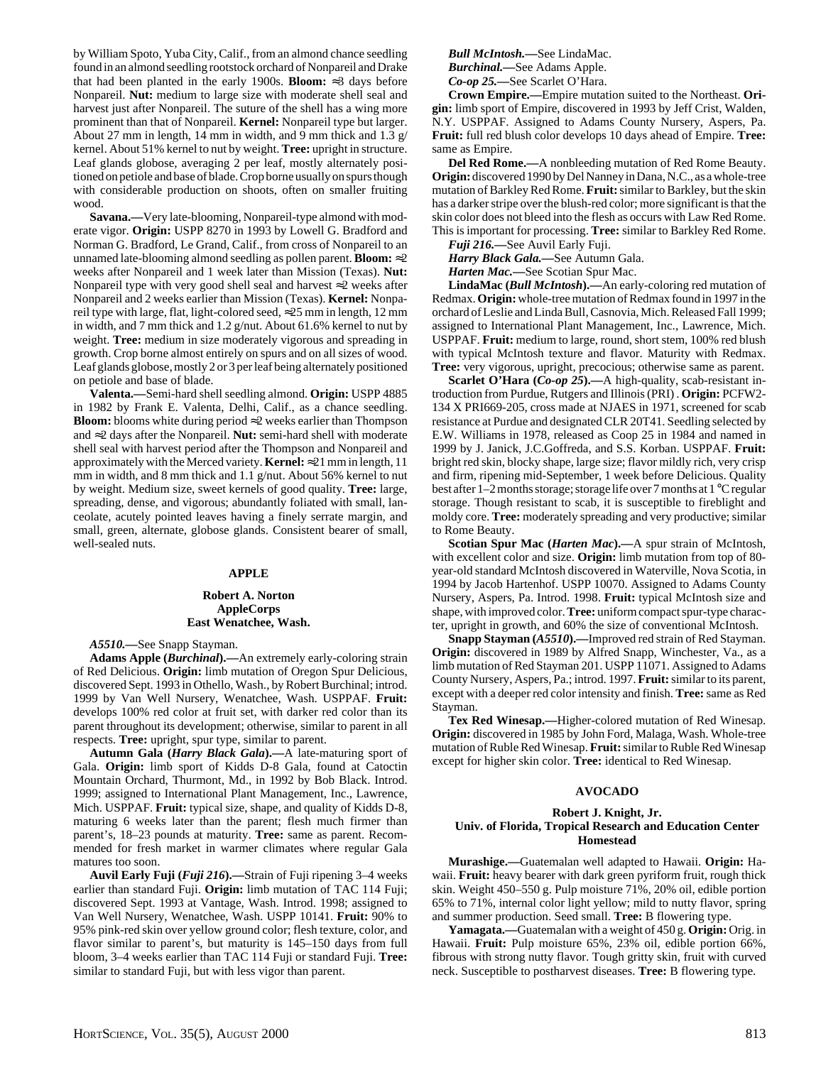by William Spoto, Yuba City, Calif., from an almond chance seedling found in an almond seedling rootstock orchard of Nonpareil and Drake that had been planted in the early 1900s. **Bloom:** ≈3 days before Nonpareil. **Nut:** medium to large size with moderate shell seal and harvest just after Nonpareil. The suture of the shell has a wing more prominent than that of Nonpareil. **Kernel:** Nonpareil type but larger. About 27 mm in length, 14 mm in width, and 9 mm thick and 1.3 g/kernel. About 51% kernel to nut by weight. **Tree:** upright in structure. Leaf glands globose, averaging 2 per leaf, mostly alternately positioned on petiole and base of blade. Crop borne usually on spurs though with considerable production on shoots, often on smaller fruiting wood.

**Savana.—**Very late-blooming, Nonpareil-type almond with moderate vigor. **Origin:** USPP 8270 in 1993 by Lowell G. Bradford and Norman G. Bradford, Le Grand, Calif., from cross of Nonpareil to an unnamed late-blooming almond seedling as pollen parent. **Bloom:** ≈2 weeks after Nonpareil and 1 week later than Mission (Texas). **Nut:** Nonpareil type with very good shell seal and harvest ≈2 weeks after Nonpareil and 2 weeks earlier than Mission (Texas). **Kernel:** Nonpareil type with large, flat, light-colored seed, ≈25 mm in length, 12 mm in width, and 7 mm thick and 1.2 g/nut. About 61.6% kernel to nut by weight. **Tree:** medium in size moderately vigorous and spreading in growth. Crop borne almost entirely on spurs and on all sizes of wood. Leaf glands globose, mostly 2 or 3 per leaf being alternately positioned on petiole and base of blade.

**Valenta.—**Semi-hard shell seedling almond. **Origin:** USPP 4885 in 1982 by Frank E. Valenta, Delhi, Calif., as a chance seedling. **Bloom:** blooms white during period ≈2 weeks earlier than Thompson and ≈2 days after the Nonpareil. **Nut:** semi-hard shell with moderate shell seal with harvest period after the Thompson and Nonpareil and approximately with the Merced variety. **Kernel:** ≈21 mm in length, 11 mm in width, and 8 mm thick and 1.1 g/nut. About 56% kernel to nut by weight. Medium size, sweet kernels of good quality. **Tree:** large, spreading, dense, and vigorous; abundantly foliated with small, lanceolate, acutely pointed leaves having a finely serrate margin, and small, green, alternate, globose glands. Consistent bearer of small, well-sealed nuts.

## APPLE

**Robert A. Norton**
**AppleCorps**
**East Wenatchee, Wash.**

***A5510.*—**See Snapp Stayman.

**Adams Apple (*Burchinal*).—**An extremely early-coloring strain of Red Delicious. **Origin:** limb mutation of Oregon Spur Delicious, discovered Sept. 1993 in Othello, Wash., by Robert Burchinal; introd. 1999 by Van Well Nursery, Wenatchee, Wash. USPPAF. **Fruit:** develops 100% red color at fruit set, with darker red color than its parent throughout its development; otherwise, similar to parent in all respects. **Tree:** upright, spur type, similar to parent.

**Autumn Gala (*Harry Black Gala*).—**A late-maturing sport of Gala. **Origin:** limb sport of Kidds D-8 Gala, found at Catoctin Mountain Orchard, Thurmont, Md., in 1992 by Bob Black. Introd. 1999; assigned to International Plant Management, Inc., Lawrence, Mich. USPPAF. **Fruit:** typical size, shape, and quality of Kidds D-8, maturing 6 weeks later than the parent; flesh much firmer than parent's, 18–23 pounds at maturity. **Tree:** same as parent. Recommended for fresh market in warmer climates where regular Gala matures too soon.

**Auvil Early Fuji (*Fuji 216*).—**Strain of Fuji ripening 3–4 weeks earlier than standard Fuji. **Origin:** limb mutation of TAC 114 Fuji; discovered Sept. 1993 at Vantage, Wash. Introd. 1998; assigned to Van Well Nursery, Wenatchee, Wash. USPP 10141. **Fruit:** 90% to 95% pink-red skin over yellow ground color; flesh texture, color, and flavor similar to parent's, but maturity is 145–150 days from full bloom, 3–4 weeks earlier than TAC 114 Fuji or standard Fuji. **Tree:** similar to standard Fuji, but with less vigor than parent.

***Bull McIntosh.*—**See LindaMac.

***Burchinal.*—**See Adams Apple.

***Co-op 25.*—**See Scarlet O'Hara.

**Crown Empire.—**Empire mutation suited to the Northeast. **Origin:** limb sport of Empire, discovered in 1993 by Jeff Crist, Walden, N.Y. USPPAF. Assigned to Adams County Nursery, Aspers, Pa. **Fruit:** full red blush color develops 10 days ahead of Empire. **Tree:** same as Empire.

**Del Red Rome.—**A nonbleeding mutation of Red Rome Beauty. **Origin:** discovered 1990 by Del Nanney in Dana, N.C., as a whole-tree mutation of Barkley Red Rome. **Fruit:** similar to Barkley, but the skin has a darker stripe over the blush-red color; more significant is that the skin color does not bleed into the flesh as occurs with Law Red Rome. This is important for processing. **Tree:** similar to Barkley Red Rome.

***Fuji 216.*—**See Auvil Early Fuji.

***Harry Black Gala.*—**See Autumn Gala.

***Harten Mac.*—**See Scotian Spur Mac.

**LindaMac (*Bull McIntosh*).—**An early-coloring red mutation of Redmax. **Origin:** whole-tree mutation of Redmax found in 1997 in the orchard of Leslie and Linda Bull, Casnovia, Mich. Released Fall 1999; assigned to International Plant Management, Inc., Lawrence, Mich. USPPAF. **Fruit:** medium to large, round, short stem, 100% red blush with typical McIntosh texture and flavor. Maturity with Redmax. **Tree:** very vigorous, upright, precocious; otherwise same as parent.

**Scarlet O'Hara (*Co-op 25*).—**A high-quality, scab-resistant introduction from Purdue, Rutgers and Illinois (PRI) . **Origin:** PCFW2-134 X PRI669-205, cross made at NJAES in 1971, screened for scab resistance at Purdue and designated CLR 20T41. Seedling selected by E.W. Williams in 1978, released as Coop 25 in 1984 and named in 1999 by J. Janick, J.C.Goffreda, and S.S. Korban. USPPAF. **Fruit:** bright red skin, blocky shape, large size; flavor mildly rich, very crisp and firm, ripening mid-September, 1 week before Delicious. Quality best after 1–2 months storage; storage life over 7 months at 1 °C regular storage. Though resistant to scab, it is susceptible to fireblight and moldy core. **Tree:** moderately spreading and very productive; similar to Rome Beauty.

**Scotian Spur Mac (*Harten Mac*).—**A spur strain of McIntosh, with excellent color and size. **Origin:** limb mutation from top of 80-year-old standard McIntosh discovered in Waterville, Nova Scotia, in 1994 by Jacob Hartenhof. USPP 10070. Assigned to Adams County Nursery, Aspers, Pa. Introd. 1998. **Fruit:** typical McIntosh size and shape, with improved color. **Tree:** uniform compact spur-type character, upright in growth, and 60% the size of conventional McIntosh.

**Snapp Stayman (*A5510*).—**Improved red strain of Red Stayman. **Origin:** discovered in 1989 by Alfred Snapp, Winchester, Va., as a limb mutation of Red Stayman 201. USPP 11071. Assigned to Adams County Nursery, Aspers, Pa.; introd. 1997. **Fruit:** similar to its parent, except with a deeper red color intensity and finish. **Tree:** same as Red Stayman.

**Tex Red Winesap.—**Higher-colored mutation of Red Winesap. **Origin:** discovered in 1985 by John Ford, Malaga, Wash. Whole-tree mutation of Ruble Red Winesap. **Fruit:** similar to Ruble Red Winesap except for higher skin color. **Tree:** identical to Red Winesap.

## AVOCADO

**Robert J. Knight, Jr.**
**Univ. of Florida, Tropical Research and Education Center**
**Homestead**

**Murashige.—**Guatemalan well adapted to Hawaii. **Origin:** Hawaii. **Fruit:** heavy bearer with dark green pyriform fruit, rough thick skin. Weight 450–550 g. Pulp moisture 71%, 20% oil, edible portion 65% to 71%, internal color light yellow; mild to nutty flavor, spring and summer production. Seed small. **Tree:** B flowering type.

**Yamagata.—**Guatemalan with a weight of 450 g. **Origin:** Orig. in Hawaii. **Fruit:** Pulp moisture 65%, 23% oil, edible portion 66%, fibrous with strong nutty flavor. Tough gritty skin, fruit with curved neck. Susceptible to postharvest diseases. **Tree:** B flowering type.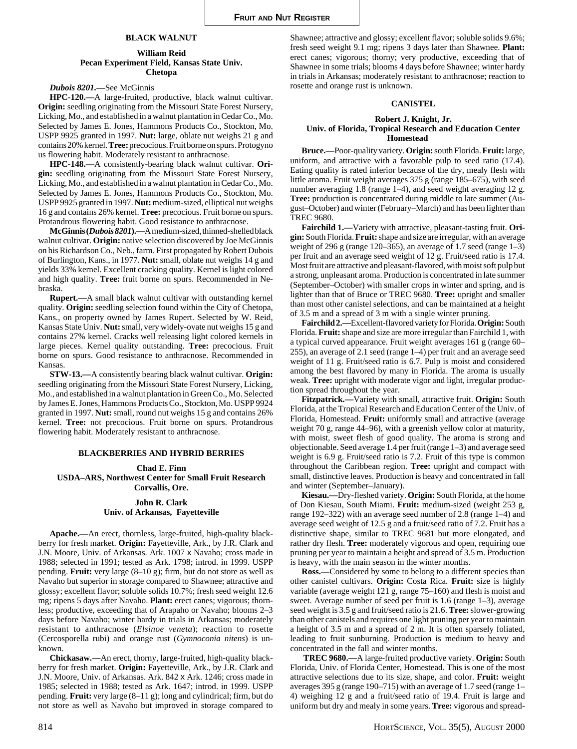## BLACK WALNUT

**William Reid**
**Pecan Experiment Field, Kansas State Univ.**
**Chetopa**

***Dubois 8201*.—**See McGinnis

**HPC-120.—**A large-fruited, productive, black walnut cultivar. **Origin:** seedling originating from the Missouri State Forest Nursery, Licking, Mo., and established in a walnut plantation in Cedar Co., Mo. Selected by James E. Jones, Hammons Products Co., Stockton, Mo. USPP 9925 granted in 1997. **Nut:** large, oblate nut weighs 21 g and contains 20% kernel. **Tree:** precocious. Fruit borne on spurs. Protogynous flowering habit. Moderately resistant to anthracnose.

**HPC-148.—**A consistently-bearing black walnut cultivar. **Origin:** seedling originating from the Missouri State Forest Nursery, Licking, Mo., and established in a walnut plantation in Cedar Co., Mo. Selected by James E. Jones, Hammons Products Co., Stockton, Mo. USPP 9925 granted in 1997. **Nut:** medium-sized, elliptical nut weighs 16 g and contains 26% kernel. **Tree:** precocious. Fruit borne on spurs. Protandrous flowering habit. Good resistance to anthracnose.

**McGinnis (*Dubois 8201*).—**A medium-sized, thinned-shelled black walnut cultivar. **Origin:** native selection discovered by Joe McGinnis on his Richardson Co., Neb., farm. First propagated by Robert Dubois of Burlington, Kans., in 1977. **Nut:** small, oblate nut weighs 14 g and yields 33% kernel. Excellent cracking quality. Kernel is light colored and high quality. **Tree:** fruit borne on spurs. Recommended in Nebraska.

**Rupert.—**A small black walnut cultivar with outstanding kernel quality. **Origin:** seedling selection found within the City of Chetopa, Kans., on property owned by James Rupert. Selected by W. Reid, Kansas State Univ. **Nut:** small, very widely-ovate nut weighs 15 g and contains 27% kernel. Cracks well releasing light colored kernels in large pieces. Kernel quality outstanding. **Tree:** precocious. Fruit borne on spurs. Good resistance to anthracnose. Recommended in Kansas.

**STW-13.—**A consistently bearing black walnut cultivar. **Origin:** seedling originating from the Missouri State Forest Nursery, Licking, Mo., and established in a walnut plantation in Green Co., Mo. Selected by James E. Jones, Hammons Products Co., Stockton, Mo. USPP 9924 granted in 1997. **Nut:** small, round nut weighs 15 g and contains 26% kernel. **Tree:** not precocious. Fruit borne on spurs. Protandrous flowering habit. Moderately resistant to anthracnose.

## BLACKBERRIES AND HYBRID BERRIES

**Chad E. Finn**
**USDA–ARS, Northwest Center for Small Fruit Research**
**Corvallis, Ore.**

**John R. Clark**
**Univ. of Arkansas, Fayetteville**

**Apache.—**An erect, thornless, large-fruited, high-quality blackberry for fresh market. **Origin:** Fayetteville, Ark., by J.R. Clark and J.N. Moore, Univ. of Arkansas. Ark. 1007 x Navaho; cross made in 1988; selected in 1991; tested as Ark. 1798; introd. in 1999. USPP pending. **Fruit:** very large (8–10 g); firm, but do not store as well as Navaho but superior in storage compared to Shawnee; attractive and glossy; excellent flavor; soluble solids 10.7%; fresh seed weight 12.6 mg; ripens 5 days after Navaho. **Plant:** erect canes; vigorous; thornless; productive, exceeding that of Arapaho or Navaho; blooms 2–3 days before Navaho; winter hardy in trials in Arkansas; moderately resistant to anthracnose (*Elsinoe veneta*); reaction to rosette (Cercosporella rubi) and orange rust (*Gymnoconia nitens*) is unknown.

**Chickasaw.—**An erect, thorny, large-fruited, high-quality blackberry for fresh market. **Origin:** Fayetteville, Ark., by J.R. Clark and J.N. Moore, Univ. of Arkansas. Ark. 842 x Ark. 1246; cross made in 1985; selected in 1988; tested as Ark. 1647; introd. in 1999. USPP pending. **Fruit:** very large (8–11 g); long and cylindrical; firm, but do not store as well as Navaho but improved in storage compared to Shawnee; attractive and glossy; excellent flavor; soluble solids 9.6%; fresh seed weight 9.1 mg; ripens 3 days later than Shawnee. **Plant:** erect canes; vigorous; thorny; very productive, exceeding that of Shawnee in some trials; blooms 4 days before Shawnee; winter hardy in trials in Arkansas; moderately resistant to anthracnose; reaction to rosette and orange rust is unknown.

## CANISTEL

**Robert J. Knight, Jr.**
**Univ. of Florida, Tropical Research and Education Center**
**Homestead**

**Bruce.—**Poor-quality variety. **Origin:** south Florida. **Fruit:** large, uniform, and attractive with a favorable pulp to seed ratio (17.4). Eating quality is rated inferior because of the dry, mealy flesh with little aroma. Fruit weight averages 375 g (range 185–675), with seed number averaging 1.8 (range 1–4), and seed weight averaging 12 g. **Tree:** production is concentrated during middle to late summer (August–October) and winter (February–March) and has been lighter than TREC 9680.

**Fairchild 1.—**Variety with attractive, pleasant-tasting fruit. **Origin:** South Florida. **Fruit:** shape and size are irregular, with an average weight of 296 g (range 120–365), an average of 1.7 seed (range 1–3) per fruit and an average seed weight of 12 g. Fruit/seed ratio is 17.4. Most fruit are attractive and pleasant-flavored, with moist soft pulp but a strong, unpleasant aroma. Production is concentrated in late summer (September–October) with smaller crops in winter and spring, and is lighter than that of Bruce or TREC 9680. **Tree:** upright and smaller than most other canistel selections, and can be maintained at a height of 3.5 m and a spread of 3 m with a single winter pruning.

**Fairchild 2.—**Excellent-flavored variety for Florida. **Origin:** South Florida. **Fruit:** shape and size are more irregular than Fairchild 1, with a typical curved appearance. Fruit weight averages 161 g (range 60–255), an average of 2.1 seed (range 1–4) per fruit and an average seed weight of 11 g. Fruit/seed ratio is 6.7. Pulp is moist and considered among the best flavored by many in Florida. The aroma is usually weak. **Tree:** upright with moderate vigor and light, irregular production spread throughout the year.

**Fitzpatrick.—**Variety with small, attractive fruit. **Origin:** South Florida, at the Tropical Research and Education Center of the Univ. of Florida, Homestead. **Fruit:** uniformly small and attractive (average weight 70 g, range 44–96), with a greenish yellow color at maturity, with moist, sweet flesh of good quality. The aroma is strong and objectionable. Seed average 1.4 per fruit (range 1–3) and average seed weight is 6.9 g. Fruit/seed ratio is 7.2. Fruit of this type is common throughout the Caribbean region. **Tree:** upright and compact with small, distinctive leaves. Production is heavy and concentrated in fall and winter (September–January).

**Kiesau.—**Dry-fleshed variety. **Origin:** South Florida, at the home of Don Kiesau, South Miami. **Fruit:** medium-sized (weight 253 g, range 192–322) with an average seed number of 2.8 (range 1–4) and average seed weight of 12.5 g and a fruit/seed ratio of 7.2. Fruit has a distinctive shape, similar to TREC 9681 but more elongated, and rather dry flesh. **Tree:** moderately vigorous and open, requiring one pruning per year to maintain a height and spread of 3.5 m. Production is heavy, with the main season in the winter months.

**Ross.—**Considered by some to belong to a different species than other canistel cultivars. **Origin:** Costa Rica. **Fruit:** size is highly variable (average weight 121 g, range 75–160) and flesh is moist and sweet. Average number of seed per fruit is 1.6 (range 1–3), average seed weight is 3.5 g and fruit/seed ratio is 21.6. **Tree:** slower-growing than other canistels and requires one light pruning per year to maintain a height of 3.5 m and a spread of 2 m. It is often sparsely foliated, leading to fruit sunburning. Production is medium to heavy and concentrated in the fall and winter months.

**TREC 9680.—**A large-fruited productive variety. **Origin:** South Florida, Univ. of Florida Center, Homestead. This is one of the most attractive selections due to its size, shape, and color. **Fruit:** weight averages 395 g (range 190–715) with an average of 1.7 seed (range 1–4) weighing 12 g and a fruit/seed ratio of 19.4. Fruit is large and uniform but dry and mealy in some years. **Tree:** vigorous and spread-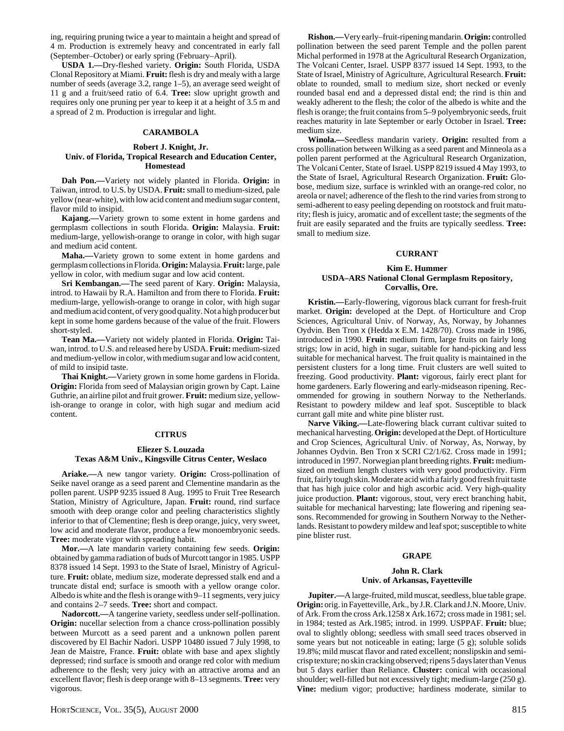ing, requiring pruning twice a year to maintain a height and spread of 4 m. Production is extremely heavy and concentrated in early fall (September–October) or early spring (February–April).

**USDA 1.—**Dry-fleshed variety. **Origin:** South Florida, USDA Clonal Repository at Miami. **Fruit:** flesh is dry and mealy with a large number of seeds (average 3.2, range 1–5), an average seed weight of 11 g and a fruit/seed ratio of 6.4. **Tree:** slow upright growth and requires only one pruning per year to keep it at a height of 3.5 m and a spread of 2 m. Production is irregular and light.

## CARAMBOLA

### Robert J. Knight, Jr.
### Univ. of Florida, Tropical Research and Education Center, Homestead

**Dah Pon.—**Variety not widely planted in Florida. **Origin:** in Taiwan, introd. to U.S. by USDA. **Fruit:** small to medium-sized, pale yellow (near-white), with low acid content and medium sugar content, flavor mild to insipid.

**Kajang.—**Variety grown to some extent in home gardens and germplasm collections in south Florida. **Origin:** Malaysia. **Fruit:** medium-large, yellowish-orange to orange in color, with high sugar and medium acid content.

**Maha.—**Variety grown to some extent in home gardens and germplasm collections in Florida. **Origin:** Malaysia. **Fruit:** large, pale yellow in color, with medium sugar and low acid content.

**Sri Kembangan.—**The seed parent of Kary. **Origin:** Malaysia, introd. to Hawaii by R.A. Hamilton and from there to Florida. **Fruit:** medium-large, yellowish-orange to orange in color, with high sugar and medium acid content, of very good quality. Not a high producer but kept in some home gardens because of the value of the fruit. Flowers short-styled.

**Tean Ma.—**Variety not widely planted in Florida. **Origin:** Taiwan, introd. to U.S. and released here by USDA. **Fruit:** medium-sized and medium-yellow in color, with medium sugar and low acid content, of mild to insipid taste.

**Thai Knight.—**Variety grown in some home gardens in Florida. **Origin:** Florida from seed of Malaysian origin grown by Capt. Laine Guthrie, an airline pilot and fruit grower. **Fruit:** medium size, yellowish-orange to orange in color, with high sugar and medium acid content.

## CITRUS

### Eliezer S. Louzada
### Texas A&M Univ., Kingsville Citrus Center, Weslaco

**Ariake.—**A new tangor variety. **Origin:** Cross-pollination of Seike navel orange as a seed parent and Clementine mandarin as the pollen parent. USPP 9235 issued 8 Aug. 1995 to Fruit Tree Research Station, Ministry of Agriculture, Japan. **Fruit:** round, rind surface smooth with deep orange color and peeling characteristics slightly inferior to that of Clementine; flesh is deep orange, juicy, very sweet, low acid and moderate flavor, produce a few monoembryonic seeds. **Tree:** moderate vigor with spreading habit.

**Mor.—**A late mandarin variety containing few seeds. **Origin:** obtained by gamma radiation of buds of Murcott tangor in 1985. USPP 8378 issued 14 Sept. 1993 to the State of Israel, Ministry of Agriculture. **Fruit:** oblate, medium size, moderate depressed stalk end and a truncate distal end; surface is smooth with a yellow orange color. Albedo is white and the flesh is orange with 9–11 segments, very juicy and contains 2–7 seeds. **Tree:** short and compact.

**Nadorcott.—**A tangerine variety, seedless under self-pollination. **Origin:** nucellar selection from a chance cross-pollination possibly between Murcott as a seed parent and a unknown pollen parent discovered by El Bachir Nadori. USPP 10480 issued 7 July 1998, to Jean de Maistre, France. **Fruit:** oblate with base and apex slightly depressed; rind surface is smooth and orange red color with medium adherence to the flesh; very juicy with an attractive aroma and an excellent flavor; flesh is deep orange with 8–13 segments. **Tree:** very vigorous.

**Rishon.—**Very early–fruit-ripening mandarin. **Origin:** controlled pollination between the seed parent Temple and the pollen parent Michal performed in 1978 at the Agricultural Research Organization, The Volcani Center, Israel. USPP 8377 issued 14 Sept. 1993, to the State of Israel, Ministry of Agriculture, Agricultural Research. **Fruit:** oblate to rounded, small to medium size, short necked or evenly rounded basal end and a depressed distal end; the rind is thin and weakly adherent to the flesh; the color of the albedo is white and the flesh is orange; the fruit contains from 5–9 polyembryonic seeds, fruit reaches maturity in late September or early October in Israel. **Tree:** medium size.

**Winola.—**Seedless mandarin variety. **Origin:** resulted from a cross pollination between Wilking as a seed parent and Minneola as a pollen parent performed at the Agricultural Research Organization, The Volcani Center, State of Israel. USPP 8219 issued 4 May 1993, to the State of Israel, Agricultural Research Organization. **Fruit:** Globose, medium size, surface is wrinkled with an orange-red color, no areola or navel; adherence of the flesh to the rind varies from strong to semi-adherent to easy peeling depending on rootstock and fruit maturity; flesh is juicy, aromatic and of excellent taste; the segments of the fruit are easily separated and the fruits are typically seedless. **Tree:** small to medium size.

## CURRANT

### Kim E. Hummer
### USDA–ARS National Clonal Germplasm Repository, Corvallis, Ore.

**Kristin.—**Early-flowering, vigorous black currant for fresh-fruit market. **Origin:** developed at the Dept. of Horticulture and Crop Sciences, Agricultural Univ. of Norway, As, Norway, by Johannes Oydvin. Ben Tron x (Hedda x E.M. 1428/70). Cross made in 1986, introduced in 1990. **Fruit:** medium firm, large fruits on fairly long strigs; low in acid, high in sugar, suitable for hand-picking and less suitable for mechanical harvest. The fruit quality is maintained in the persistent clusters for a long time. Fruit clusters are well suited to freezing. Good productivity. **Plant:** vigorous, fairly erect plant for home gardeners. Early flowering and early-midseason ripening. Recommended for growing in southern Norway to the Netherlands. Resistant to powdery mildew and leaf spot. Susceptible to black currant gall mite and white pine blister rust.

**Narve Viking.—**Late-flowering black currant cultivar suited to mechanical harvesting. **Origin:** developed at the Dept. of Horticulture and Crop Sciences, Agricultural Univ. of Norway, As, Norway, by Johannes Oydvin. Ben Tron x SCRI C2/1/62. Cross made in 1991; introduced in 1997. Norwegian plant breeding rights. **Fruit:** medium-sized on medium length clusters with very good productivity. Firm fruit, fairly tough skin. Moderate acid with a fairly good fresh fruit taste that has high juice color and high ascorbic acid. Very high-quality juice production. **Plant:** vigorous, stout, very erect branching habit, suitable for mechanical harvesting; late flowering and ripening seasons. Recommended for growing in Southern Norway to the Netherlands. Resistant to powdery mildew and leaf spot; susceptible to white pine blister rust.

## GRAPE

### John R. Clark
### Univ. of Arkansas, Fayetteville

**Jupiter.—**A large-fruited, mild muscat, seedless, blue table grape. **Origin:** orig. in Fayetteville, Ark., by J.R. Clark and J.N. Moore, Univ. of Ark. From the cross Ark.1258 x Ark.1672; cross made in 1981; sel. in 1984; tested as Ark.1985; introd. in 1999. USPPAF. **Fruit:** blue; oval to slightly oblong; seedless with small seed traces observed in some years but not noticeable in eating; large (5 g); soluble solids 19.8%; mild muscat flavor and rated excellent; nonslipskin and semi-crisp texture; no skin cracking observed; ripens 5 days later than Venus but 5 days earlier than Reliance. **Cluster:** conical with occasional shoulder; well-filled but not excessively tight; medium-large (250 g). **Vine:** medium vigor; productive; hardiness moderate, similar to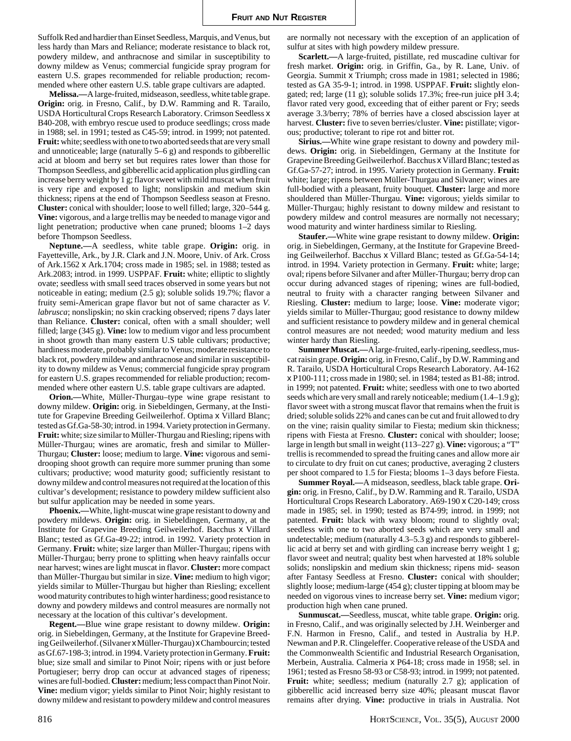Suffolk Red and hardier than Einset Seedless, Marquis, and Venus, but less hardy than Mars and Reliance; moderate resistance to black rot, powdery mildew, and anthracnose and similar in susceptibility to downy mildew as Venus; commercial fungicide spray program for eastern U.S. grapes recommended for reliable production; recommended where other eastern U.S. table grape cultivars are adapted.

**Melissa.—**A large-fruited, midseason, seedless, white table grape. **Origin:** orig. in Fresno, Calif., by D.W. Ramming and R. Tarailo, USDA Horticultural Crops Research Laboratory. Crimson Seedless x B40-208, with embryo rescue used to produce seedlings; cross made in 1988; sel. in 1991; tested as C45-59; introd. in 1999; not patented. **Fruit:** white; seedless with one to two aborted seeds that are very small and unnoticeable; large (naturally 5–6 g) and responds to gibberellic acid at bloom and berry set but requires rates lower than those for Thompson Seedless, and gibberellic acid application plus girdling can increase berry weight by 1 g; flavor sweet with mild muscat when fruit is very ripe and exposed to light; nonslipskin and medium skin thickness; ripens at the end of Thompson Seedless season at Fresno. **Cluster:** conical with shoulder; loose to well filled; large, 320–544 g. **Vine:** vigorous, and a large trellis may be needed to manage vigor and light penetration; productive when cane pruned; blooms 1–2 days before Thompson Seedless.

**Neptune.—**A seedless, white table grape. **Origin:** orig. in Fayetteville, Ark., by J.R. Clark and J.N. Moore, Univ. of Ark. Cross of Ark.1562 x Ark.1704; cross made in 1985; sel. in 1988; tested as Ark.2083; introd. in 1999. USPPAF. **Fruit:** white; elliptic to slightly ovate; seedless with small seed traces observed in some years but not noticeable in eating; medium (2.5 g); soluble solids 19.7%; flavor a fruity semi-American grape flavor but not of same character as *V. labrusca*; nonslipskin; no skin cracking observed; ripens 7 days later than Reliance. **Cluster:** conical, often with a small shoulder; well filled; large (345 g). **Vine:** low to medium vigor and less procumbent in shoot growth than many eastern U.S table cultivars; productive; hardiness moderate, probably similar to Venus; moderate resistance to black rot, powdery mildew and anthracnose and similar in susceptibility to downy mildew as Venus; commercial fungicide spray program for eastern U.S. grapes recommended for reliable production; recommended where other eastern U.S. table grape cultivars are adapted.

**Orion.—**White, Müller-Thurgau–type wine grape resistant to downy mildew. **Origin:** orig. in Siebeldingen, Germany, at the Institute for Grapevine Breeding Geilweilerhof. Optima x Villard Blanc; tested as Gf.Ga-58-30; introd. in 1994. Variety protection in Germany. **Fruit:** white; size similar to Müller-Thurgau and Riesling; ripens with Müller-Thurgau; wines are aromatic, fresh and similar to Müller-Thurgau; **Cluster:** loose; medium to large. **Vine:** vigorous and semi-drooping shoot growth can require more summer pruning than some cultivars; productive; wood maturity good; sufficiently resistant to downy mildew and control measures not required at the location of this cultivar's development; resistance to powdery mildew sufficient also but sulfur application may be needed in some years.

**Phoenix.—**White, light-muscat wine grape resistant to downy and powdery mildews. **Origin:** orig. in Siebeldingen, Germany, at the Institute for Grapevine Breeding Geilweilerhof. Bacchus x Villard Blanc; tested as Gf.Ga-49-22; introd. in 1992. Variety protection in Germany. **Fruit:** white; size larger than Müller-Thurgau; ripens with Müller-Thurgau; berry prone to splitting when heavy rainfalls occur near harvest; wines are light muscat in flavor. **Cluster:** more compact than Müller-Thurgau but similar in size. **Vine:** medium to high vigor; yields similar to Müller-Thurgau but higher than Riesling; excellent wood maturity contributes to high winter hardiness; good resistance to downy and powdery mildews and control measures are normally not necessary at the location of this cultivar's development.

**Regent.—**Blue wine grape resistant to downy mildew. **Origin:** orig. in Siebeldingen, Germany, at the Institute for Grapevine Breeding Geilweilerhof. (Silvaner x Müller-Thurgau) x Chambourcin; tested as Gf.67-198-3; introd. in 1994. Variety protection in Germany. **Fruit:** blue; size small and similar to Pinot Noir; ripens with or just before Portugieser; berry drop can occur at advanced stages of ripeness; wines are full-bodied. **Cluster:** medium; less compact than Pinot Noir. **Vine:** medium vigor; yields similar to Pinot Noir; highly resistant to downy mildew and resistant to powdery mildew and control measures are normally not necessary with the exception of an application of sulfur at sites with high powdery mildew pressure.

**Scarlett.—**A large-fruited, pistillate, red muscadine cultivar for fresh market. **Origin:** orig. in Griffin, Ga., by R. Lane, Univ. of Georgia. Summit x Triumph; cross made in 1981; selected in 1986; tested as GA 35-9-1; introd. in 1998. USPPAF. **Fruit:** slightly elongated; red; large (11 g); soluble solids 17.3%; free-run juice pH 3.4; flavor rated very good, exceeding that of either parent or Fry; seeds average 3.3/berry; 78% of berries have a closed abscission layer at harvest. **Cluster:** five to seven berries/cluster. **Vine:** pistillate; vigorous; productive; tolerant to ripe rot and bitter rot.

**Sirius.—**White wine grape resistant to downy and powdery mildews. **Origin:** orig. in Siebeldingen, Germany at the Institute for Grapevine Breeding Geilweilerhof. Bacchus x Villard Blanc; tested as Gf.Ga-57-27; introd. in 1995. Variety protection in Germany. **Fruit:** white; large; ripens between Müller-Thurgau and Silvaner; wines are full-bodied with a pleasant, fruity bouquet. **Cluster:** large and more shouldered than Müller-Thurgau. **Vine:** vigorous; yields similar to Müller-Thurgau; highly resistant to downy mildew and resistant to powdery mildew and control measures are normally not necessary; wood maturity and winter hardiness similar to Riesling.

**Staufer.—**White wine grape resistant to downy mildew. **Origin:** orig. in Siebeldingen, Germany, at the Institute for Grapevine Breeding Geilweilerhof. Bacchus x Villard Blanc; tested as Gf.Ga-54-14; introd. in 1994. Variety protection in Germany. **Fruit:** white; large; oval; ripens before Silvaner and after Müller-Thurgau; berry drop can occur during advanced stages of ripening; wines are full-bodied, neutral to fruity with a character ranging between Silvaner and Riesling. **Cluster:** medium to large; loose. **Vine:** moderate vigor; yields similar to Müller-Thurgau; good resistance to downy mildew and sufficient resistance to powdery mildew and in general chemical control measures are not needed; wood maturity medium and less winter hardy than Riesling.

**Summer Muscat.—**A large-fruited, early-ripening, seedless, muscat raisin grape. **Origin:** orig. in Fresno, Calif., by D.W. Ramming and R. Tarailo, USDA Horticultural Crops Research Laboratory. A4-162 x P100-111; cross made in 1980; sel. in 1984; tested as B1-88; introd. in 1999; not patented. **Fruit:** white; seedless with one to two aborted seeds which are very small and rarely noticeable; medium (1.4–1.9 g); flavor sweet with a strong muscat flavor that remains when the fruit is dried; soluble solids 22% and canes can be cut and fruit allowed to dry on the vine; raisin quality similar to Fiesta; medium skin thickness; ripens with Fiesta at Fresno. **Cluster:** conical with shoulder; loose; large in length but small in weight (113–227 g). **Vine:** vigorous; a "T" trellis is recommended to spread the fruiting canes and allow more air to circulate to dry fruit on cut canes; productive, averaging 2 clusters per shoot compared to 1.5 for Fiesta; blooms 1–3 days before Fiesta.

**Summer Royal.—**A midseason, seedless, black table grape. **Origin:** orig. in Fresno, Calif., by D.W. Ramming and R. Tarailo, USDA Horticultural Crops Research Laboratory. A69-190 x C20-149; cross made in 1985; sel. in 1990; tested as B74-99; introd. in 1999; not patented. **Fruit:** black with waxy bloom; round to slightly oval; seedless with one to two aborted seeds which are very small and undetectable; medium (naturally 4.3–5.3 g) and responds to gibberellic acid at berry set and with girdling can increase berry weight 1 g; flavor sweet and neutral; quality best when harvested at 18% soluble solids; nonslipskin and medium skin thickness; ripens mid- season after Fantasy Seedless at Fresno. **Cluster:** conical with shoulder; slightly loose; medium-large (454 g); cluster tipping at bloom may be needed on vigorous vines to increase berry set. **Vine:** medium vigor; production high when cane pruned.

**Sunmuscat.—**Seedless, muscat, white table grape. **Origin:** orig. in Fresno, Calif., and was originally selected by J.H. Weinberger and F.N. Harmon in Fresno, Calif., and tested in Australia by H.P. Newman and P.R. Clingeleffer. Cooperative release of the USDA and the Commonwealth Scientific and Industrial Research Organisation, Merbein, Australia. Calmeria x P64-18; cross made in 1958; sel. in 1961; tested as Fresno 58-93 or C58-93; introd. in 1999; not patented. **Fruit:** white; seedless; medium (naturally 2.7 g); application of gibberellic acid increased berry size 40%; pleasant muscat flavor remains after drying. **Vine:** productive in trials in Australia. Not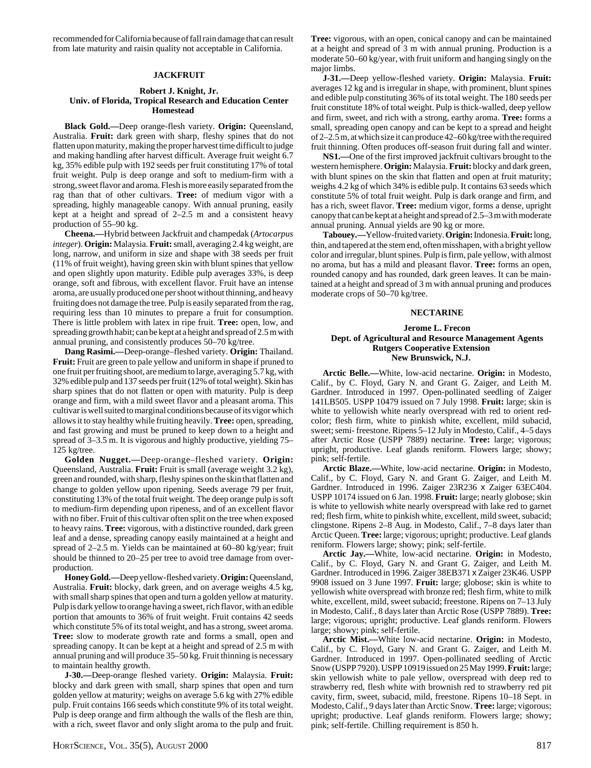recommended for California because of fall rain damage that can result from late maturity and raisin quality not acceptable in California.

## JACKFRUIT

**Robert J. Knight, Jr.**
**Univ. of Florida, Tropical Research and Education Center**
**Homestead**

**Black Gold.—**Deep orange-flesh variety. **Origin:** Queensland, Australia. **Fruit:** dark green with sharp, fleshy spines that do not flatten upon maturity, making the proper harvest time difficult to judge and making handling after harvest difficult. Average fruit weight 6.7 kg, 35% edible pulp with 192 seeds per fruit constituting 17% of total fruit weight. Pulp is deep orange and soft to medium-firm with a strong, sweet flavor and aroma. Flesh is more easily separated from the rag than that of other cultivars. **Tree:** of medium vigor with a spreading, highly manageable canopy. With annual pruning, easily kept at a height and spread of 2–2.5 m and a consistent heavy production of 55–90 kg.

**Cheena.—**Hybrid between Jackfruit and champedak (*Artocarpus integer*). **Origin:** Malaysia. **Fruit:** small, averaging 2.4 kg weight, are long, narrow, and uniform in size and shape with 38 seeds per fruit (11% of fruit weight), having green skin with blunt spines that yellow and open slightly upon maturity. Edible pulp averages 33%, is deep orange, soft and fibrous, with excellent flavor. Fruit have an intense aroma, are usually produced one per shoot without thinning, and heavy fruiting does not damage the tree. Pulp is easily separated from the rag, requiring less than 10 minutes to prepare a fruit for consumption. There is little problem with latex in ripe fruit. **Tree:** open, low, and spreading growth habit; can be kept at a height and spread of 2.5 m with annual pruning, and consistently produces 50–70 kg/tree.

**Dang Rasimi.—**Deep-orange–fleshed variety. **Origin:** Thailand. **Fruit:** Fruit are green to pale yellow and uniform in shape if pruned to one fruit per fruiting shoot, are medium to large, averaging 5.7 kg, with 32% edible pulp and 137 seeds per fruit (12% of total weight). Skin has sharp spines that do not flatten or open with maturity. Pulp is deep orange and firm, with a mild sweet flavor and a pleasant aroma. This cultivar is well suited to marginal conditions because of its vigor which allows it to stay healthy while fruiting heavily. **Tree:** open, spreading, and fast growing and must be pruned to keep down to a height and spread of 3–3.5 m. It is vigorous and highly productive, yielding 75–125 kg/tree.

**Golden Nugget.—**Deep-orange–fleshed variety. **Origin:** Queensland, Australia. **Fruit:** Fruit is small (average weight 3.2 kg), green and rounded, with sharp, fleshy spines on the skin that flatten and change to golden yellow upon ripening. Seeds average 79 per fruit, constituting 13% of the total fruit weight. The deep orange pulp is soft to medium-firm depending upon ripeness, and of an excellent flavor with no fiber. Fruit of this cultivar often split on the tree when exposed to heavy rains. **Tree:** vigorous, with a distinctive rounded, dark green leaf and a dense, spreading canopy easily maintained at a height and spread of 2–2.5 m. Yields can be maintained at 60–80 kg/year; fruit should be thinned to 20–25 per tree to avoid tree damage from over-production.

**Honey Gold.—**Deep yellow-fleshed variety. **Origin:** Queensland, Australia. **Fruit:** blocky, dark green, and on average weighs 4.5 kg, with small sharp spines that open and turn a golden yellow at maturity. Pulp is dark yellow to orange having a sweet, rich flavor, with an edible portion that amounts to 36% of fruit weight. Fruit contains 42 seeds which constitute 5% of its total weight, and has a strong, sweet aroma. **Tree:** slow to moderate growth rate and forms a small, open and spreading canopy. It can be kept at a height and spread of 2.5 m with annual pruning and will produce 35–50 kg. Fruit thinning is necessary to maintain healthy growth.

**J-30.—**Deep-orange fleshed variety. **Origin:** Malaysia. **Fruit:** blocky and dark green with small, sharp spines that open and turn golden yellow at maturity; weighs on average 5.6 kg with 27% edible pulp. Fruit contains 166 seeds which constitute 9% of its total weight. Pulp is deep orange and firm although the walls of the flesh are thin, with a rich, sweet flavor and only slight aroma to the pulp and fruit. **Tree:** vigorous, with an open, conical canopy and can be maintained at a height and spread of 3 m with annual pruning. Production is a moderate 50–60 kg/year, with fruit uniform and hanging singly on the major limbs.

**J-31.—**Deep yellow-fleshed variety. **Origin:** Malaysia. **Fruit:** averages 12 kg and is irregular in shape, with prominent, blunt spines and edible pulp constituting 36% of its total weight. The 180 seeds per fruit constitute 18% of total weight. Pulp is thick-walled, deep yellow and firm, sweet, and rich with a strong, earthy aroma. **Tree:** forms a small, spreading open canopy and can be kept to a spread and height of 2–2.5 m, at which size it can produce 42–60 kg/tree with the required fruit thinning. Often produces off-season fruit during fall and winter.

**NS1.—**One of the first improved jackfruit cultivars brought to the western hemisphere. **Origin:** Malaysia. **Fruit:** blocky and dark green, with blunt spines on the skin that flatten and open at fruit maturity; weighs 4.2 kg of which 34% is edible pulp. It contains 63 seeds which constitute 5% of total fruit weight. Pulp is dark orange and firm, and has a rich, sweet flavor. **Tree:** medium vigor, forms a dense, upright canopy that can be kept at a height and spread of 2.5–3 m with moderate annual pruning. Annual yields are 90 kg or more.

**Tabouey.—**Yellow-fruited variety. **Origin:** Indonesia. **Fruit:** long, thin, and tapered at the stem end, often misshapen, with a bright yellow color and irregular, blunt spines. Pulp is firm, pale yellow, with almost no aroma, but has a mild and pleasant flavor. **Tree:** forms an open, rounded canopy and has rounded, dark green leaves. It can be maintained at a height and spread of 3 m with annual pruning and produces moderate crops of 50–70 kg/tree.

## NECTARINE

**Jerome L. Frecon**
**Dept. of Agricultural and Resource Management Agents**
**Rutgers Cooperative Extension**
**New Brunswick, N.J.**

**Arctic Belle.—**White, low-acid nectarine. **Origin:** in Modesto, Calif., by C. Floyd, Gary N. and Grant G. Zaiger, and Leith M. Gardner. Introduced in 1997. Open-pollinated seedling of Zaiger 141LB505. USPP 10479 issued on 7 July 1998. **Fruit:** large; skin is white to yellowish white nearly overspread with red to orient red-color; flesh firm, white to pinkish white, excellent, mild subacid, sweet; semi- freestone. Ripens 5–12 July in Modesto, Calif., 4–5 days after Arctic Rose (USPP 7889) nectarine. **Tree:** large; vigorous; upright, productive. Leaf glands reniform. Flowers large; showy; pink; self-fertile.

**Arctic Blaze.—**White, low-acid nectarine. **Origin:** in Modesto, Calif., by C. Floyd, Gary N. and Grant G. Zaiger, and Leith M. Gardner. Introduced in 1996. Zaiger 23R236 x Zaiger 63EC404. USPP 10174 issued on 6 Jan. 1998. **Fruit:** large; nearly globose; skin is white to yellowish white nearly overspread with lake red to garnet red; flesh firm, white to pinkish white, excellent, mild sweet, subacid; clingstone. Ripens 2–8 Aug. in Modesto, Calif., 7–8 days later than Arctic Queen. **Tree:** large; vigorous; upright; productive. Leaf glands reniform. Flowers large; showy; pink; self-fertile.

**Arctic Jay.—**White, low-acid nectarine. **Origin:** in Modesto, Calif., by C. Floyd, Gary N. and Grant G. Zaiger, and Leith M. Gardner. Introduced in 1996. Zaiger 38EB371 x Zaiger 23K46. USPP 9908 issued on 3 June 1997. **Fruit:** large; globose; skin is white to yellowish white overspread with bronze red; flesh firm, white to milk white, excellent, mild, sweet subacid; freestone. Ripens on 7–13 July in Modesto, Calif., 8 days later than Arctic Rose (USPP 7889). **Tree:** large; vigorous; upright; productive. Leaf glands reniform. Flowers large; showy; pink; self-fertile.

**Arctic Mist.—**White low-acid nectarine. **Origin:** in Modesto, Calif., by C. Floyd, Gary N. and Grant G. Zaiger, and Leith M. Gardner. Introduced in 1997. Open-pollinated seedling of Arctic Snow (USPP 7920). USPP 10919 issued on 25 May 1999. **Fruit:** large; skin yellowish white to pale yellow, overspread with deep red to strawberry red, flesh white with brownish red to strawberry red pit cavity, firm, sweet, subacid, mild, freestone. Ripens 10–18 Sept. in Modesto, Calif., 9 days later than Arctic Snow. **Tree:** large; vigorous; upright; productive. Leaf glands reniform. Flowers large; showy; pink; self-fertile. Chilling requirement is 850 h.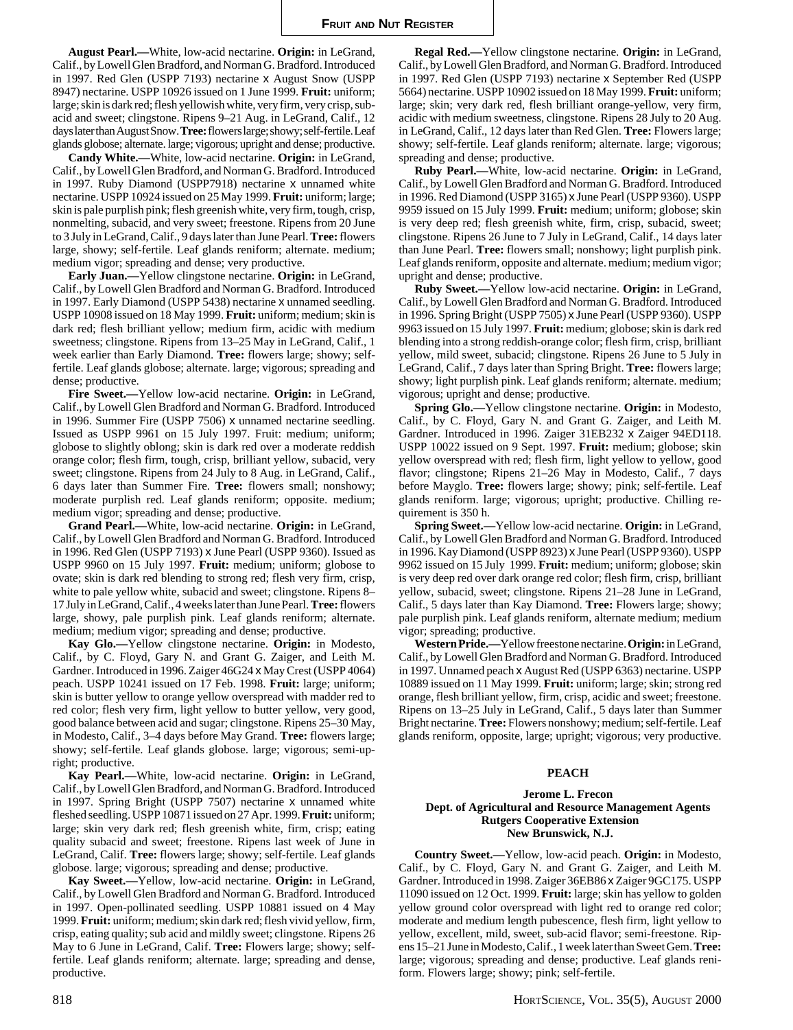**August Pearl.—**White, low-acid nectarine. **Origin:** in LeGrand, Calif., by Lowell Glen Bradford, and Norman G. Bradford. Introduced in 1997. Red Glen (USPP 7193) nectarine x August Snow (USPP 8947) nectarine. USPP 10926 issued on 1 June 1999. **Fruit:** uniform; large; skin is dark red; flesh yellowish white, very firm, very crisp, subacid and sweet; clingstone. Ripens 9–21 Aug. in LeGrand, Calif., 12 days later than August Snow. **Tree:** flowers large; showy; self-fertile. Leaf glands globose; alternate. large; vigorous; upright and dense; productive.

**Candy White.—**White, low-acid nectarine. **Origin:** in LeGrand, Calif., by Lowell Glen Bradford, and Norman G. Bradford. Introduced in 1997. Ruby Diamond (USPP7918) nectarine x unnamed white nectarine. USPP 10924 issued on 25 May 1999. **Fruit:** uniform; large; skin is pale purplish pink; flesh greenish white, very firm, tough, crisp, nonmelting, subacid, and very sweet; freestone. Ripens from 20 June to 3 July in LeGrand, Calif., 9 days later than June Pearl. **Tree:** flowers large, showy; self-fertile. Leaf glands reniform; alternate. medium; medium vigor; spreading and dense; very productive.

**Early Juan.—**Yellow clingstone nectarine. **Origin:** in LeGrand, Calif., by Lowell Glen Bradford and Norman G. Bradford. Introduced in 1997. Early Diamond (USPP 5438) nectarine x unnamed seedling. USPP 10908 issued on 18 May 1999. **Fruit:** uniform; medium; skin is dark red; flesh brilliant yellow; medium firm, acidic with medium sweetness; clingstone. Ripens from 13–25 May in LeGrand, Calif., 1 week earlier than Early Diamond. **Tree:** flowers large; showy; self-fertile. Leaf glands globose; alternate. large; vigorous; spreading and dense; productive.

**Fire Sweet.—**Yellow low-acid nectarine. **Origin:** in LeGrand, Calif., by Lowell Glen Bradford and Norman G. Bradford. Introduced in 1996. Summer Fire (USPP 7506) x unnamed nectarine seedling. Issued as USPP 9961 on 15 July 1997. Fruit: medium; uniform; globose to slightly oblong; skin is dark red over a moderate reddish orange color; flesh firm, tough, crisp, brilliant yellow, subacid, very sweet; clingstone. Ripens from 24 July to 8 Aug. in LeGrand, Calif., 6 days later than Summer Fire. **Tree:** flowers small; nonshowy; moderate purplish red. Leaf glands reniform; opposite. medium; medium vigor; spreading and dense; productive.

**Grand Pearl.—**White, low-acid nectarine. **Origin:** in LeGrand, Calif., by Lowell Glen Bradford and Norman G. Bradford. Introduced in 1996. Red Glen (USPP 7193) x June Pearl (USPP 9360). Issued as USPP 9960 on 15 July 1997. **Fruit:** medium; uniform; globose to ovate; skin is dark red blending to strong red; flesh very firm, crisp, white to pale yellow white, subacid and sweet; clingstone. Ripens 8–17 July in LeGrand, Calif., 4 weeks later than June Pearl. **Tree:** flowers large, showy, pale purplish pink. Leaf glands reniform; alternate. medium; medium vigor; spreading and dense; productive.

**Kay Glo.—**Yellow clingstone nectarine. **Origin:** in Modesto, Calif., by C. Floyd, Gary N. and Grant G. Zaiger, and Leith M. Gardner. Introduced in 1996. Zaiger 46G24 x May Crest (USPP 4064) peach. USPP 10241 issued on 17 Feb. 1998. **Fruit:** large; uniform; skin is butter yellow to orange yellow overspread with madder red to red color; flesh very firm, light yellow to butter yellow, very good, good balance between acid and sugar; clingstone. Ripens 25–30 May, in Modesto, Calif., 3–4 days before May Grand. **Tree:** flowers large; showy; self-fertile. Leaf glands globose. large; vigorous; semi-upright; productive.

**Kay Pearl.—**White, low-acid nectarine. **Origin:** in LeGrand, Calif., by Lowell Glen Bradford, and Norman G. Bradford. Introduced in 1997. Spring Bright (USPP 7507) nectarine x unnamed white fleshed seedling. USPP 10871 issued on 27 Apr. 1999. **Fruit:** uniform; large; skin very dark red; flesh greenish white, firm, crisp; eating quality subacid and sweet; freestone. Ripens last week of June in LeGrand, Calif. **Tree:** flowers large; showy; self-fertile. Leaf glands globose. large; vigorous; spreading and dense; productive.

**Kay Sweet.—**Yellow, low-acid nectarine. **Origin:** in LeGrand, Calif., by Lowell Glen Bradford and Norman G. Bradford. Introduced in 1997. Open-pollinated seedling. USPP 10881 issued on 4 May 1999. **Fruit:** uniform; medium; skin dark red; flesh vivid yellow, firm, crisp, eating quality; sub acid and mildly sweet; clingstone. Ripens 26 May to 6 June in LeGrand, Calif. **Tree:** Flowers large; showy; self-fertile. Leaf glands reniform; alternate. large; spreading and dense, productive.

**Regal Red.—**Yellow clingstone nectarine. **Origin:** in LeGrand, Calif., by Lowell Glen Bradford and Norman G. Bradford. Introduced in 1997. Red Glen (USPP 7193) nectarine x September Red (USPP 5664) nectarine. USPP 10902 issued on 18 May 1999. **Fruit:** uniform; large; skin; very dark red, flesh brilliant orange-yellow, very firm, acidic with medium sweetness, clingstone. Ripens 28 July to 20 Aug. in LeGrand, Calif., 12 days later than Red Glen. **Tree:** Flowers large; showy; self-fertile. Leaf glands reniform; alternate. large; vigorous; spreading and dense; productive.

**Ruby Pearl.—**White, low-acid nectarine. **Origin:** in LeGrand, Calif., by Lowell Glen Bradford and Norman G. Bradford. Introduced in 1996. Red Diamond (USPP 3165) x June Pearl (USPP 9360). USPP 9959 issued on 15 July 1999. **Fruit:** medium; uniform; globose; skin is very deep red; flesh greenish white, firm, crisp, subacid, sweet; clingstone. Ripens 26 June to 7 July in LeGrand, Calif., 14 days later than June Pearl. **Tree:** flowers small; nonshowy; light purplish pink. Leaf glands reniform, opposite and alternate. medium; medium vigor; upright and dense; productive.

**Ruby Sweet.—**Yellow low-acid nectarine. **Origin:** in LeGrand, Calif., by Lowell Glen Bradford and Norman G. Bradford. Introduced in 1996. Spring Bright (USPP 7505) x June Pearl (USPP 9360). USPP 9963 issued on 15 July 1997. **Fruit:** medium; globose; skin is dark red blending into a strong reddish-orange color; flesh firm, crisp, brilliant yellow, mild sweet, subacid; clingstone. Ripens 26 June to 5 July in LeGrand, Calif., 7 days later than Spring Bright. **Tree:** flowers large; showy; light purplish pink. Leaf glands reniform; alternate. medium; vigorous; upright and dense; productive.

**Spring Glo.—**Yellow clingstone nectarine. **Origin:** in Modesto, Calif., by C. Floyd, Gary N. and Grant G. Zaiger, and Leith M. Gardner. Introduced in 1996. Zaiger 31EB232 x Zaiger 94ED118. USPP 10022 issued on 9 Sept. 1997. **Fruit:** medium; globose; skin yellow overspread with red; flesh firm, light yellow to yellow, good flavor; clingstone; Ripens 21–26 May in Modesto, Calif., 7 days before Mayglo. **Tree:** flowers large; showy; pink; self-fertile. Leaf glands reniform. large; vigorous; upright; productive. Chilling requirement is 350 h.

**Spring Sweet.—**Yellow low-acid nectarine. **Origin:** in LeGrand, Calif., by Lowell Glen Bradford and Norman G. Bradford. Introduced in 1996. Kay Diamond (USPP 8923) x June Pearl (USPP 9360). USPP 9962 issued on 15 July 1999. **Fruit:** medium; uniform; globose; skin is very deep red over dark orange red color; flesh firm, crisp, brilliant yellow, subacid, sweet; clingstone. Ripens 21–28 June in LeGrand, Calif., 5 days later than Kay Diamond. **Tree:** Flowers large; showy; pale purplish pink. Leaf glands reniform, alternate medium; medium vigor; spreading; productive.

**Western Pride.—**Yellow freestone nectarine. **Origin:** in LeGrand, Calif., by Lowell Glen Bradford and Norman G. Bradford. Introduced in 1997. Unnamed peach x August Red (USPP 6363) nectarine. USPP 10889 issued on 11 May 1999. **Fruit:** uniform; large; skin; strong red orange, flesh brilliant yellow, firm, crisp, acidic and sweet; freestone. Ripens on 13–25 July in LeGrand, Calif., 5 days later than Summer Bright nectarine. **Tree:** Flowers nonshowy; medium; self-fertile. Leaf glands reniform, opposite, large; upright; vigorous; very productive.

## PEACH

**Jerome L. Frecon**
**Dept. of Agricultural and Resource Management Agents**
**Rutgers Cooperative Extension**
**New Brunswick, N.J.**

**Country Sweet.—**Yellow, low-acid peach. **Origin:** in Modesto, Calif., by C. Floyd, Gary N. and Grant G. Zaiger, and Leith M. Gardner. Introduced in 1998. Zaiger 36EB86 x Zaiger 9GC175. USPP 11090 issued on 12 Oct. 1999. **Fruit:** large; skin has yellow to golden yellow ground color overspread with light red to orange red color; moderate and medium length pubescence, flesh firm, light yellow to yellow, excellent, mild, sweet, sub-acid flavor; semi-freestone. Ripens 15–21 June in Modesto, Calif., 1 week later than Sweet Gem. **Tree:** large; vigorous; spreading and dense; productive. Leaf glands reniform. Flowers large; showy; pink; self-fertile.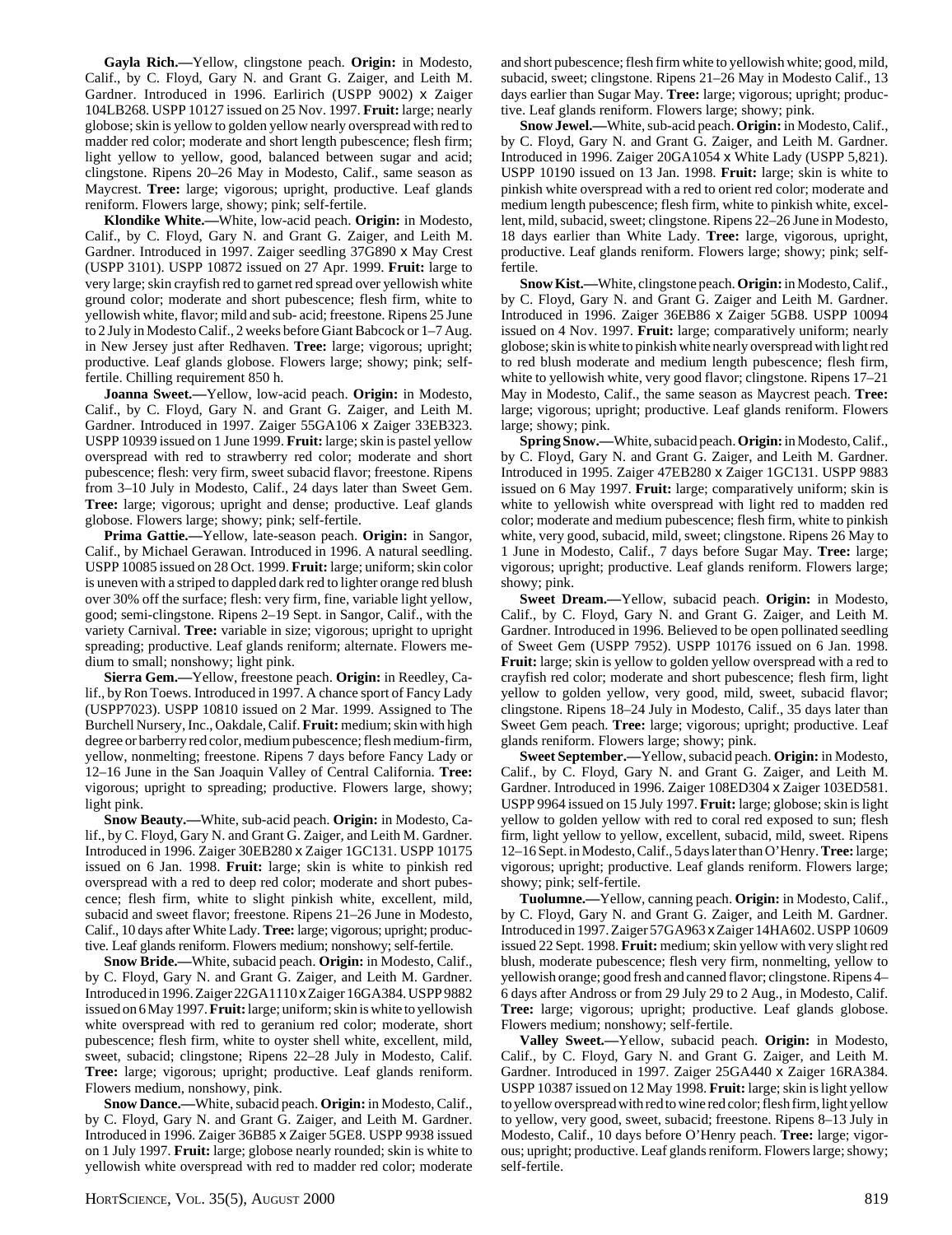**Gayla Rich.—**Yellow, clingstone peach. **Origin:** in Modesto, Calif., by C. Floyd, Gary N. and Grant G. Zaiger, and Leith M. Gardner. Introduced in 1996. Earlirich (USPP 9002) x Zaiger 104LB268. USPP 10127 issued on 25 Nov. 1997. **Fruit:** large; nearly globose; skin is yellow to golden yellow nearly overspread with red to madder red color; moderate and short length pubescence; flesh firm; light yellow to yellow, good, balanced between sugar and acid; clingstone. Ripens 20–26 May in Modesto, Calif., same season as Maycrest. **Tree:** large; vigorous; upright, productive. Leaf glands reniform. Flowers large, showy; pink; self-fertile.

**Klondike White.—**White, low-acid peach. **Origin:** in Modesto, Calif., by C. Floyd, Gary N. and Grant G. Zaiger, and Leith M. Gardner. Introduced in 1997. Zaiger seedling 37G890 x May Crest (USPP 3101). USPP 10872 issued on 27 Apr. 1999. **Fruit:** large to very large; skin crayfish red to garnet red spread over yellowish white ground color; moderate and short pubescence; flesh firm, white to yellowish white, flavor; mild and sub- acid; freestone. Ripens 25 June to 2 July in Modesto Calif., 2 weeks before Giant Babcock or 1–7 Aug. in New Jersey just after Redhaven. **Tree:** large; vigorous; upright; productive. Leaf glands globose. Flowers large; showy; pink; self-fertile. Chilling requirement 850 h.

**Joanna Sweet.—**Yellow, low-acid peach. **Origin:** in Modesto, Calif., by C. Floyd, Gary N. and Grant G. Zaiger, and Leith M. Gardner. Introduced in 1997. Zaiger 55GA106 x Zaiger 33EB323. USPP 10939 issued on 1 June 1999. **Fruit:** large; skin is pastel yellow overspread with red to strawberry red color; moderate and short pubescence; flesh: very firm, sweet subacid flavor; freestone. Ripens from 3–10 July in Modesto, Calif., 24 days later than Sweet Gem. **Tree:** large; vigorous; upright and dense; productive. Leaf glands globose. Flowers large; showy; pink; self-fertile.

**Prima Gattie.—**Yellow, late-season peach. **Origin:** in Sangor, Calif., by Michael Gerawan. Introduced in 1996. A natural seedling. USPP 10085 issued on 28 Oct. 1999. **Fruit:** large; uniform; skin color is uneven with a striped to dappled dark red to lighter orange red blush over 30% off the surface; flesh: very firm, fine, variable light yellow, good; semi-clingstone. Ripens 2–19 Sept. in Sangor, Calif., with the variety Carnival. **Tree:** variable in size; vigorous; upright to upright spreading; productive. Leaf glands reniform; alternate. Flowers medium to small; nonshowy; light pink.

**Sierra Gem.—**Yellow, freestone peach. **Origin:** in Reedley, Calif., by Ron Toews. Introduced in 1997. A chance sport of Fancy Lady (USPP7023). USPP 10810 issued on 2 Mar. 1999. Assigned to The Burchell Nursery, Inc., Oakdale, Calif. **Fruit:** medium; skin with high degree or barberry red color, medium pubescence; flesh medium-firm, yellow, nonmelting; freestone. Ripens 7 days before Fancy Lady or 12–16 June in the San Joaquin Valley of Central California. **Tree:** vigorous; upright to spreading; productive. Flowers large, showy; light pink.

**Snow Beauty.—**White, sub-acid peach. **Origin:** in Modesto, Calif., by C. Floyd, Gary N. and Grant G. Zaiger, and Leith M. Gardner. Introduced in 1996. Zaiger 30EB280 x Zaiger 1GC131. USPP 10175 issued on 6 Jan. 1998. **Fruit:** large; skin is white to pinkish red overspread with a red to deep red color; moderate and short pubescence; flesh firm, white to slight pinkish white, excellent, mild, subacid and sweet flavor; freestone. Ripens 21–26 June in Modesto, Calif., 10 days after White Lady. **Tree:** large; vigorous; upright; productive. Leaf glands reniform. Flowers medium; nonshowy; self-fertile.

**Snow Bride.—**White, subacid peach. **Origin:** in Modesto, Calif., by C. Floyd, Gary N. and Grant G. Zaiger, and Leith M. Gardner. Introduced in 1996. Zaiger 22GA1110 x Zaiger 16GA384. USPP 9882 issued on 6 May 1997. **Fruit:** large; uniform; skin is white to yellowish white overspread with red to geranium red color; moderate, short pubescence; flesh firm, white to oyster shell white, excellent, mild, sweet, subacid; clingstone; Ripens 22–28 July in Modesto, Calif. **Tree:** large; vigorous; upright; productive. Leaf glands reniform. Flowers medium, nonshowy, pink.

**Snow Dance.—**White, subacid peach. **Origin:** in Modesto, Calif., by C. Floyd, Gary N. and Grant G. Zaiger, and Leith M. Gardner. Introduced in 1996. Zaiger 36B85 x Zaiger 5GE8. USPP 9938 issued on 1 July 1997. **Fruit:** large; globose nearly rounded; skin is white to yellowish white overspread with red to madder red color; moderate and short pubescence; flesh firm white to yellowish white; good, mild, subacid, sweet; clingstone. Ripens 21–26 May in Modesto Calif., 13 days earlier than Sugar May. **Tree:** large; vigorous; upright; productive. Leaf glands reniform. Flowers large; showy; pink.

**Snow Jewel.—**White, sub-acid peach. **Origin:** in Modesto, Calif., by C. Floyd, Gary N. and Grant G. Zaiger, and Leith M. Gardner. Introduced in 1996. Zaiger 20GA1054 x White Lady (USPP 5,821). USPP 10190 issued on 13 Jan. 1998. **Fruit:** large; skin is white to pinkish white overspread with a red to orient red color; moderate and medium length pubescence; flesh firm, white to pinkish white, excellent, mild, subacid, sweet; clingstone. Ripens 22–26 June in Modesto, 18 days earlier than White Lady. **Tree:** large, vigorous, upright, productive. Leaf glands reniform. Flowers large; showy; pink; self-fertile.

**Snow Kist.—**White, clingstone peach. **Origin:** in Modesto, Calif., by C. Floyd, Gary N. and Grant G. Zaiger and Leith M. Gardner. Introduced in 1996. Zaiger 36EB86 x Zaiger 5GB8. USPP 10094 issued on 4 Nov. 1997. **Fruit:** large; comparatively uniform; nearly globose; skin is white to pinkish white nearly overspread with light red to red blush moderate and medium length pubescence; flesh firm, white to yellowish white, very good flavor; clingstone. Ripens 17–21 May in Modesto, Calif., the same season as Maycrest peach. **Tree:** large; vigorous; upright; productive. Leaf glands reniform. Flowers large; showy; pink.

**Spring Snow.—**White, subacid peach. **Origin:** in Modesto, Calif., by C. Floyd, Gary N. and Grant G. Zaiger, and Leith M. Gardner. Introduced in 1995. Zaiger 47EB280 x Zaiger 1GC131. USPP 9883 issued on 6 May 1997. **Fruit:** large; comparatively uniform; skin is white to yellowish white overspread with light red to madden red color; moderate and medium pubescence; flesh firm, white to pinkish white, very good, subacid, mild, sweet; clingstone. Ripens 26 May to 1 June in Modesto, Calif., 7 days before Sugar May. **Tree:** large; vigorous; upright; productive. Leaf glands reniform. Flowers large; showy; pink.

**Sweet Dream.—**Yellow, subacid peach. **Origin:** in Modesto, Calif., by C. Floyd, Gary N. and Grant G. Zaiger, and Leith M. Gardner. Introduced in 1996. Believed to be open pollinated seedling of Sweet Gem (USPP 7952). USPP 10176 issued on 6 Jan. 1998. **Fruit:** large; skin is yellow to golden yellow overspread with a red to crayfish red color; moderate and short pubescence; flesh firm, light yellow to golden yellow, very good, mild, sweet, subacid flavor; clingstone. Ripens 18–24 July in Modesto, Calif., 35 days later than Sweet Gem peach. **Tree:** large; vigorous; upright; productive. Leaf glands reniform. Flowers large; showy; pink.

**Sweet September.—**Yellow, subacid peach. **Origin:** in Modesto, Calif., by C. Floyd, Gary N. and Grant G. Zaiger, and Leith M. Gardner. Introduced in 1996. Zaiger 108ED304 x Zaiger 103ED581. USPP 9964 issued on 15 July 1997. **Fruit:** large; globose; skin is light yellow to golden yellow with red to coral red exposed to sun; flesh firm, light yellow to yellow, excellent, subacid, mild, sweet. Ripens 12–16 Sept. in Modesto, Calif., 5 days later than O'Henry. **Tree:** large; vigorous; upright; productive. Leaf glands reniform. Flowers large; showy; pink; self-fertile.

**Tuolumne.—**Yellow, canning peach. **Origin:** in Modesto, Calif., by C. Floyd, Gary N. and Grant G. Zaiger, and Leith M. Gardner. Introduced in 1997. Zaiger 57GA963 x Zaiger 14HA602. USPP 10609 issued 22 Sept. 1998. **Fruit:** medium; skin yellow with very slight red blush, moderate pubescence; flesh very firm, nonmelting, yellow to yellowish orange; good fresh and canned flavor; clingstone. Ripens 4–6 days after Andross or from 29 July 29 to 2 Aug., in Modesto, Calif. **Tree:** large; vigorous; upright; productive. Leaf glands globose. Flowers medium; nonshowy; self-fertile.

**Valley Sweet.—**Yellow, subacid peach. **Origin:** in Modesto, Calif., by C. Floyd, Gary N. and Grant G. Zaiger, and Leith M. Gardner. Introduced in 1997. Zaiger 25GA440 x Zaiger 16RA384. USPP 10387 issued on 12 May 1998. **Fruit:** large; skin is light yellow to yellow overspread with red to wine red color; flesh firm, light yellow to yellow, very good, sweet, subacid; freestone. Ripens 8–13 July in Modesto, Calif., 10 days before O'Henry peach. **Tree:** large; vigorous; upright; productive. Leaf glands reniform. Flowers large; showy; self-fertile.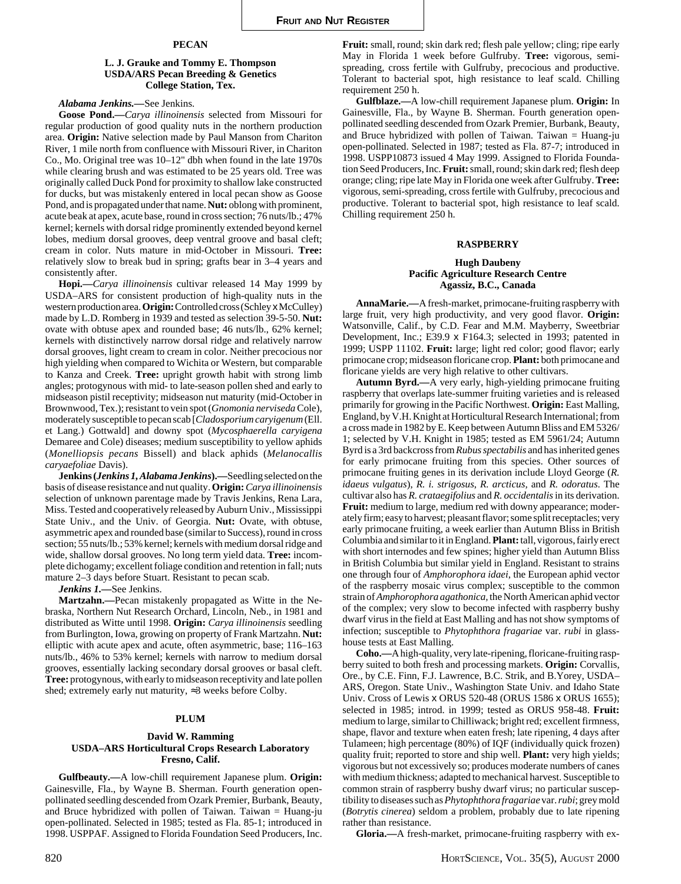## PECAN

**L. J. Grauke and Tommy E. Thompson**
**USDA/ARS Pecan Breeding & Genetics**
**College Station, Tex.**

***Alabama Jenkins.***—See Jenkins.

**Goose Pond.**—*Carya illinoinensis* selected from Missouri for regular production of good quality nuts in the northern production area. **Origin:** Native selection made by Paul Manson from Chariton River, 1 mile north from confluence with Missouri River, in Chariton Co., Mo. Original tree was 10–12" dbh when found in the late 1970s while clearing brush and was estimated to be 25 years old. Tree was originally called Duck Pond for proximity to shallow lake constructed for ducks, but was mistakenly entered in local pecan show as Goose Pond, and is propagated under that name. **Nut:** oblong with prominent, acute beak at apex, acute base, round in cross section; 76 nuts/lb.; 47% kernel; kernels with dorsal ridge prominently extended beyond kernel lobes, medium dorsal grooves, deep ventral groove and basal cleft; cream in color. Nuts mature in mid-October in Missouri. **Tree:** relatively slow to break bud in spring; grafts bear in 3–4 years and consistently after.

**Hopi.**—*Carya illinoinensis* cultivar released 14 May 1999 by USDA–ARS for consistent production of high-quality nuts in the western production area. **Origin:** Controlled cross (Schley x McCulley) made by L.D. Romberg in 1939 and tested as selection 39-5-50. **Nut:** ovate with obtuse apex and rounded base; 46 nuts/lb., 62% kernel; kernels with distinctively narrow dorsal ridge and relatively narrow dorsal grooves, light cream to cream in color. Neither precocious nor high yielding when compared to Wichita or Western, but comparable to Kanza and Creek. **Tree:** upright growth habit with strong limb angles; protogynous with mid- to late-season pollen shed and early to midseason pistil receptivity; midseason nut maturity (mid-October in Brownwood, Tex.); resistant to vein spot (*Gnomonia nerviseda* Cole), moderately susceptible to pecan scab [*Cladosporium caryigenum* (Ell. et Lang.) Gottwald] and downy spot (*Mycosphaerella caryigena* Demaree and Cole) diseases; medium susceptibility to yellow aphids (*Monelliopsis pecans* Bissell) and black aphids (*Melanocallis caryaefoliae* Davis).

**Jenkins (*Jenkins 1, Alabama Jenkins*).**—Seedling selected on the basis of disease resistance and nut quality. **Origin:** *Carya illinoinensis* selection of unknown parentage made by Travis Jenkins, Rena Lara, Miss. Tested and cooperatively released by Auburn Univ., Mississippi State Univ., and the Univ. of Georgia. **Nut:** Ovate, with obtuse, asymmetric apex and rounded base (similar to Success), round in cross section; 55 nuts/lb.; 53% kernel; kernels with medium dorsal ridge and wide, shallow dorsal grooves. No long term yield data. **Tree:** incomplete dichogamy; excellent foliage condition and retention in fall; nuts mature 2–3 days before Stuart. Resistant to pecan scab.

***Jenkins 1.***—See Jenkins.

**Martzahn.**—Pecan mistakenly propagated as Witte in the Nebraska, Northern Nut Research Orchard, Lincoln, Neb., in 1981 and distributed as Witte until 1998. **Origin:** *Carya illinoinensis* seedling from Burlington, Iowa, growing on property of Frank Martzahn. **Nut:** elliptic with acute apex and acute, often asymmetric, base; 116–163 nuts/lb., 46% to 53% kernel; kernels with narrow to medium dorsal grooves, essentially lacking secondary dorsal grooves or basal cleft. **Tree:** protogynous, with early to midseason receptivity and late pollen shed; extremely early nut maturity, ≈3 weeks before Colby.

## PLUM

**David W. Ramming**
**USDA–ARS Horticultural Crops Research Laboratory**
**Fresno, Calif.**

**Gulfbeauty.**—A low-chill requirement Japanese plum. **Origin:** Gainesville, Fla., by Wayne B. Sherman. Fourth generation open-pollinated seedling descended from Ozark Premier, Burbank, Beauty, and Bruce hybridized with pollen of Taiwan. Taiwan = Huang-ju open-pollinated. Selected in 1985; tested as Fla. 85-1; introduced in 1998. USPPAF. Assigned to Florida Foundation Seed Producers, Inc. **Fruit:** small, round; skin dark red; flesh pale yellow; cling; ripe early May in Florida 1 week before Gulfruby. **Tree:** vigorous, semi-spreading, cross fertile with Gulfruby, precocious and productive. Tolerant to bacterial spot, high resistance to leaf scald. Chilling requirement 250 h.

**Gulfblaze.**—A low-chill requirement Japanese plum. **Origin:** In Gainesville, Fla., by Wayne B. Sherman. Fourth generation open-pollinated seedling descended from Ozark Premier, Burbank, Beauty, and Bruce hybridized with pollen of Taiwan. Taiwan = Huang-ju open-pollinated. Selected in 1987; tested as Fla. 87-7; introduced in 1998. USPP10873 issued 4 May 1999. Assigned to Florida Foundation Seed Producers, Inc. **Fruit:** small, round; skin dark red; flesh deep orange; cling; ripe late May in Florida one week after Gulfruby. **Tree:** vigorous, semi-spreading, cross fertile with Gulfruby, precocious and productive. Tolerant to bacterial spot, high resistance to leaf scald. Chilling requirement 250 h.

## RASPBERRY

**Hugh Daubeny**
**Pacific Agriculture Research Centre**
**Agassiz, B.C., Canada**

**AnnaMarie.**—A fresh-market, primocane-fruiting raspberry with large fruit, very high productivity, and very good flavor. **Origin:** Watsonville, Calif., by C.D. Fear and M.M. Mayberry, Sweetbriar Development, Inc.; E39.9 x F164.3; selected in 1993; patented in 1999; USPP 11102. **Fruit:** large; light red color; good flavor; early primocane crop; midseason floricane crop. **Plant:** both primocane and floricane yields are very high relative to other cultivars.

**Autumn Byrd.**—A very early, high-yielding primocane fruiting raspberry that overlaps late-summer fruiting varieties and is released primarily for growing in the Pacific Northwest. **Origin:** East Malling, England, by V.H. Knight at Horticultural Research International; from a cross made in 1982 by E. Keep between Autumn Bliss and EM 5326/1; selected by V.H. Knight in 1985; tested as EM 5961/24; Autumn Byrd is a 3rd backcross from *Rubus spectabilis* and has inherited genes for early primocane fruiting from this species. Other sources of primocane fruiting genes in its derivation include Lloyd George (*R. idaeus vulgatus*), *R. i. strigosus*, *R. arcticus*, and *R. odoratus*. The cultivar also has *R. crataegifolius* and *R. occidentalis* in its derivation. **Fruit:** medium to large, medium red with downy appearance; moderately firm; easy to harvest; pleasant flavor; some split receptacles; very early primocane fruiting, a week earlier than Autumn Bliss in British Columbia and similar to it in England. **Plant:** tall, vigorous, fairly erect with short internodes and few spines; higher yield than Autumn Bliss in British Columbia but similar yield in England. Resistant to strains one through four of *Amphorophora idaei*, the European aphid vector of the raspberry mosaic virus complex; susceptible to the common strain of *Amphorophora agathonica*, the North American aphid vector of the complex; very slow to become infected with raspberry bushy dwarf virus in the field at East Malling and has not show symptoms of infection; susceptible to *Phytophthora fragariae* var. *rubi* in glasshouse tests at East Malling.

**Coho.**—A high-quality, very late-ripening, floricane-fruiting raspberry suited to both fresh and processing markets. **Origin:** Corvallis, Ore., by C.E. Finn, F.J. Lawrence, B.C. Strik, and B.Yorey, USDA–ARS, Oregon. State Univ., Washington State Univ. and Idaho State Univ. Cross of Lewis x ORUS 520-48 (ORUS 1586 x ORUS 1655); selected in 1985; introd. in 1999; tested as ORUS 958-48. **Fruit:** medium to large, similar to Chilliwack; bright red; excellent firmness, shape, flavor and texture when eaten fresh; late ripening, 4 days after Tulameen; high percentage (80%) of IQF (individually quick frozen) quality fruit; reported to store and ship well. **Plant:** very high yields; vigorous but not excessively so; produces moderate numbers of canes with medium thickness; adapted to mechanical harvest. Susceptible to common strain of raspberry bushy dwarf virus; no particular susceptibility to diseases such as *Phytophthora fragariae* var. *rubi*; grey mold (*Botrytis cinerea*) seldom a problem, probably due to late ripening rather than resistance.

**Gloria.**—A fresh-market, primocane-fruiting raspberry with ex-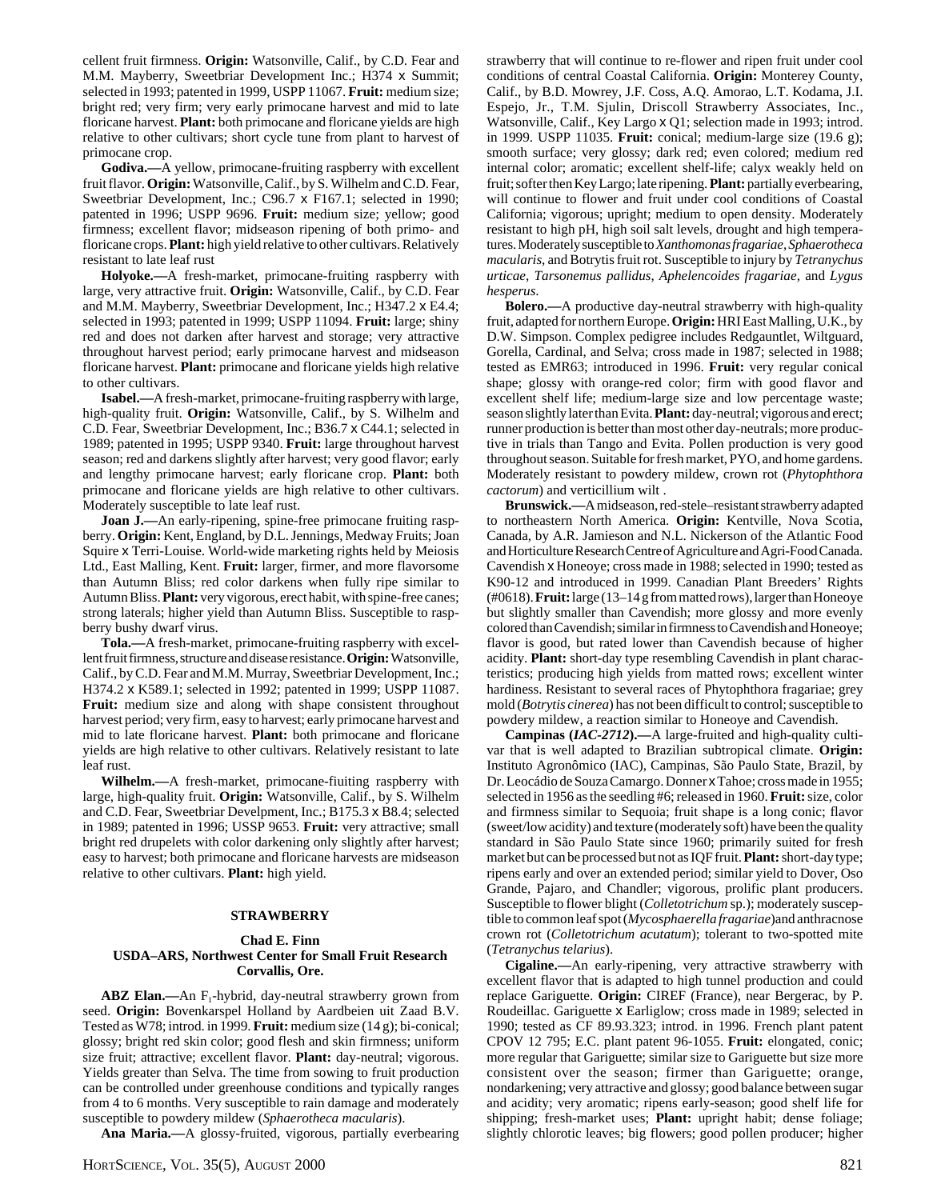cellent fruit firmness. **Origin:** Watsonville, Calif., by C.D. Fear and M.M. Mayberry, Sweetbriar Development Inc.; H374 x Summit; selected in 1993; patented in 1999, USPP 11067. **Fruit:** medium size; bright red; very firm; very early primocane harvest and mid to late floricane harvest. **Plant:** both primocane and floricane yields are high relative to other cultivars; short cycle tune from plant to harvest of primocane crop.

**Godiva.—**A yellow, primocane-fruiting raspberry with excellent fruit flavor. **Origin:** Watsonville, Calif., by S. Wilhelm and C.D. Fear, Sweetbriar Development, Inc.; C96.7 x F167.1; selected in 1990; patented in 1996; USPP 9696. **Fruit:** medium size; yellow; good firmness; excellent flavor; midseason ripening of both primo- and floricane crops. **Plant:** high yield relative to other cultivars. Relatively resistant to late leaf rust

**Holyoke.—**A fresh-market, primocane-fruiting raspberry with large, very attractive fruit. **Origin:** Watsonville, Calif., by C.D. Fear and M.M. Mayberry, Sweetbriar Development, Inc.; H347.2 x E4.4; selected in 1993; patented in 1999; USPP 11094. **Fruit:** large; shiny red and does not darken after harvest and storage; very attractive throughout harvest period; early primocane harvest and midseason floricane harvest. **Plant:** primocane and floricane yields high relative to other cultivars.

**Isabel.—**A fresh-market, primocane-fruiting raspberry with large, high-quality fruit. **Origin:** Watsonville, Calif., by S. Wilhelm and C.D. Fear, Sweetbriar Development, Inc.; B36.7 x C44.1; selected in 1989; patented in 1995; USPP 9340. **Fruit:** large throughout harvest season; red and darkens slightly after harvest; very good flavor; early and lengthy primocane harvest; early floricane crop. **Plant:** both primocane and floricane yields are high relative to other cultivars. Moderately susceptible to late leaf rust.

**Joan J.—**An early-ripening, spine-free primocane fruiting raspberry. **Origin:** Kent, England, by D.L. Jennings, Medway Fruits; Joan Squire x Terri-Louise. World-wide marketing rights held by Meiosis Ltd., East Malling, Kent. **Fruit:** larger, firmer, and more flavorsome than Autumn Bliss; red color darkens when fully ripe similar to Autumn Bliss. **Plant:** very vigorous, erect habit, with spine-free canes; strong laterals; higher yield than Autumn Bliss. Susceptible to raspberry bushy dwarf virus.

**Tola.—**A fresh-market, primocane-fruiting raspberry with excellent fruit firmness, structure and disease resistance. **Origin:** Watsonville, Calif., by C.D. Fear and M.M. Murray, Sweetbriar Development, Inc.; H374.2 x K589.1; selected in 1992; patented in 1999; USPP 11087. **Fruit:** medium size and along with shape consistent throughout harvest period; very firm, easy to harvest; early primocane harvest and mid to late floricane harvest. **Plant:** both primocane and floricane yields are high relative to other cultivars. Relatively resistant to late leaf rust.

**Wilhelm.—**A fresh-market, primocane-fiuiting raspberry with large, high-quality fruit. **Origin:** Watsonville, Calif., by S. Wilhelm and C.D. Fear, Sweetbriar Develpment, Inc.; B175.3 x B8.4; selected in 1989; patented in 1996; USSP 9653. **Fruit:** very attractive; small bright red drupelets with color darkening only slightly after harvest; easy to harvest; both primocane and floricane harvests are midseason relative to other cultivars. **Plant:** high yield.

## STRAWBERRY

**Chad E. Finn**
**USDA–ARS, Northwest Center for Small Fruit Research**
**Corvallis, Ore.**

**ABZ Elan.—**An $F_1$-hybrid, day-neutral strawberry grown from seed. **Origin:** Bovenkarspel Holland by Aardbeien uit Zaad B.V. Tested as W78; introd. in 1999. **Fruit:** medium size (14 g); bi-conical; glossy; bright red skin color; good flesh and skin firmness; uniform size fruit; attractive; excellent flavor. **Plant:** day-neutral; vigorous. Yields greater than Selva. The time from sowing to fruit production can be controlled under greenhouse conditions and typically ranges from 4 to 6 months. Very susceptible to rain damage and moderately susceptible to powdery mildew (*Sphaerotheca macularis*).

**Ana Maria.—**A glossy-fruited, vigorous, partially everbearing strawberry that will continue to re-flower and ripen fruit under cool conditions of central Coastal California. **Origin:** Monterey County, Calif., by B.D. Mowrey, J.F. Coss, A.Q. Amorao, L.T. Kodama, J.I. Espejo, Jr., T.M. Sjulin, Driscoll Strawberry Associates, Inc., Watsonville, Calif., Key Largo x Q1; selection made in 1993; introd. in 1999. USPP 11035. **Fruit:** conical; medium-large size (19.6 g); smooth surface; very glossy; dark red; even colored; medium red internal color; aromatic; excellent shelf-life; calyx weakly held on fruit; softer then Key Largo; late ripening. **Plant:** partially everbearing, will continue to flower and fruit under cool conditions of Coastal California; vigorous; upright; medium to open density. Moderately resistant to high pH, high soil salt levels, drought and high temperatures. Moderately susceptible to *Xanthomonas fragariae*, *Sphaerotheca macularis*, and Botrytis fruit rot. Susceptible to injury by *Tetranychus urticae*, *Tarsonemus pallidus*, *Aphelencoides fragariae*, and *Lygus hesperus*.

**Bolero.—**A productive day-neutral strawberry with high-quality fruit, adapted for northern Europe. **Origin:** HRI East Malling, U.K., by D.W. Simpson. Complex pedigree includes Redgauntlet, Wiltguard, Gorella, Cardinal, and Selva; cross made in 1987; selected in 1988; tested as EMR63; introduced in 1996. **Fruit:** very regular conical shape; glossy with orange-red color; firm with good flavor and excellent shelf life; medium-large size and low percentage waste; season slightly later than Evita. **Plant:** day-neutral; vigorous and erect; runner production is better than most other day-neutrals; more productive in trials than Tango and Evita. Pollen production is very good throughout season. Suitable for fresh market, PYO, and home gardens. Moderately resistant to powdery mildew, crown rot (*Phytophthora cactorum*) and verticillium wilt .

**Brunswick.—**A midseason, red-stele–resistant strawberry adapted to northeastern North America. **Origin:** Kentville, Nova Scotia, Canada, by A.R. Jamieson and N.L. Nickerson of the Atlantic Food and Horticulture Research Centre of Agriculture and Agri-Food Canada. Cavendish x Honeoye; cross made in 1988; selected in 1990; tested as K90-12 and introduced in 1999. Canadian Plant Breeders' Rights (#0618). **Fruit:** large (13–14 g from matted rows), larger than Honeoye but slightly smaller than Cavendish; more glossy and more evenly colored than Cavendish; similar in firmness to Cavendish and Honeoye; flavor is good, but rated lower than Cavendish because of higher acidity. **Plant:** short-day type resembling Cavendish in plant characteristics; producing high yields from matted rows; excellent winter hardiness. Resistant to several races of Phytophthora fragariae; grey mold (*Botrytis cinerea*) has not been difficult to control; susceptible to powdery mildew, a reaction similar to Honeoye and Cavendish.

**Campinas (*IAC-2712*).—**A large-fruited and high-quality cultivar that is well adapted to Brazilian subtropical climate. **Origin:** Instituto Agronômico (IAC), Campinas, São Paulo State, Brazil, by Dr. Leocádio de Souza Camargo. Donner x Tahoe; cross made in 1955; selected in 1956 as the seedling #6; released in 1960. **Fruit:** size, color and firmness similar to Sequoia; fruit shape is a long conic; flavor (sweet/low acidity) and texture (moderately soft) have been the quality standard in São Paulo State since 1960; primarily suited for fresh market but can be processed but not as IQF fruit. **Plant:** short-day type; ripens early and over an extended period; similar yield to Dover, Oso Grande, Pajaro, and Chandler; vigorous, prolific plant producers. Susceptible to flower blight (*Colletotrichum* sp.); moderately susceptible to common leaf spot (*Mycosphaerella fragariae*) and anthracnose crown rot (*Colletotrichum acutatum*); tolerant to two-spotted mite (*Tetranychus telarius*).

**Cigaline.—**An early-ripening, very attractive strawberry with excellent flavor that is adapted to high tunnel production and could replace Gariguette. **Origin:** CIREF (France), near Bergerac, by P. Roudeillac. Gariguette x Earliglow; cross made in 1989; selected in 1990; tested as CF 89.93.323; introd. in 1996. French plant patent CPOV 12 795; E.C. plant patent 96-1055. **Fruit:** elongated, conic; more regular that Gariguette; similar size to Gariguette but size more consistent over the season; firmer than Gariguette; orange, nondarkening; very attractive and glossy; good balance between sugar and acidity; very aromatic; ripens early-season; good shelf life for shipping; fresh-market uses; **Plant:** upright habit; dense foliage; slightly chlorotic leaves; big flowers; good pollen producer; higher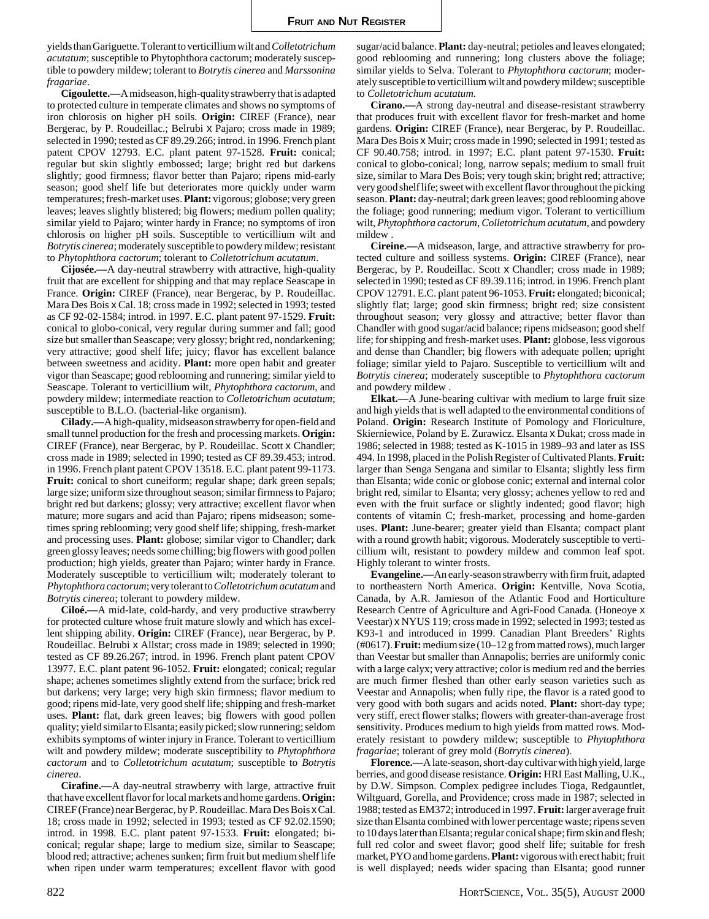yields than Gariguette. Tolerant to verticillium wilt and *Colletotrichum acutatum*; susceptible to Phytophthora cactorum; moderately susceptible to powdery mildew; tolerant to *Botrytis cinerea* and *Marssonina fragariae*.

**Cigoulette.—**A midseason, high-quality strawberry that is adapted to protected culture in temperate climates and shows no symptoms of iron chlorosis on higher pH soils. **Origin:** CIREF (France), near Bergerac, by P. Roudeillac.; Belrubi x Pajaro; cross made in 1989; selected in 1990; tested as CF 89.29.266; introd. in 1996. French plant patent CPOV 12793. E.C. plant patent 97-1528. **Fruit:** conical; regular but skin slightly embossed; large; bright red but darkens slightly; good firmness; flavor better than Pajaro; ripens mid-early season; good shelf life but deteriorates more quickly under warm temperatures; fresh-market uses. **Plant:** vigorous; globose; very green leaves; leaves slightly blistered; big flowers; medium pollen quality; similar yield to Pajaro; winter hardy in France; no symptoms of iron chlorosis on higher pH soils. Susceptible to verticillium wilt and *Botrytis cinerea*; moderately susceptible to powdery mildew; resistant to *Phytophthora cactorum*; tolerant to *Colletotrichum acutatum*.

**Cijosée.—**A day-neutral strawberry with attractive, high-quality fruit that are excellent for shipping and that may replace Seascape in France. **Origin:** CIREF (France), near Bergerac, by P. Roudeillac. Mara Des Bois x Cal. 18; cross made in 1992; selected in 1993; tested as CF 92-02-1584; introd. in 1997. E.C. plant patent 97-1529. **Fruit:** conical to globo-conical, very regular during summer and fall; good size but smaller than Seascape; very glossy; bright red, nondarkening; very attractive; good shelf life; juicy; flavor has excellent balance between sweetness and acidity. **Plant:** more open habit and greater vigor than Seascape; good reblooming and runnering; similar yield to Seascape. Tolerant to verticillium wilt, *Phytophthora cactorum*, and powdery mildew; intermediate reaction to *Colletotrichum acutatum*; susceptible to B.L.O. (bacterial-like organism).

**Cilady.—**A high-quality, midseason strawberry for open-field and small tunnel production for the fresh and processing markets. **Origin:** CIREF (France), near Bergerac, by P. Roudeillac. Scott x Chandler; cross made in 1989; selected in 1990; tested as CF 89.39.453; introd. in 1996. French plant patent CPOV 13518. E.C. plant patent 99-1173. **Fruit:** conical to short cuneiform; regular shape; dark green sepals; large size; uniform size throughout season; similar firmness to Pajaro; bright red but darkens; glossy; very attractive; excellent flavor when mature; more sugars and acid than Pajaro; ripens midseason; sometimes spring reblooming; very good shelf life; shipping, fresh-market and processing uses. **Plant:** globose; similar vigor to Chandler; dark green glossy leaves; needs some chilling; big flowers with good pollen production; high yields, greater than Pajaro; winter hardy in France. Moderately susceptible to verticillium wilt; moderately tolerant to *Phytophthora cactorum*; very tolerant to *Colletotrichum acutatum* and *Botrytis cinerea*; tolerant to powdery mildew.

**Ciloé.—**A mid-late, cold-hardy, and very productive strawberry for protected culture whose fruit mature slowly and which has excellent shipping ability. **Origin:** CIREF (France), near Bergerac, by P. Roudeillac. Belrubi x Allstar; cross made in 1989; selected in 1990; tested as CF 89.26.267; introd. in 1996. French plant patent CPOV 13977. E.C. plant patent 96-1052. **Fruit:** elongated; conical; regular shape; achenes sometimes slightly extend from the surface; brick red but darkens; very large; very high skin firmness; flavor medium to good; ripens mid-late, very good shelf life; shipping and fresh-market uses. **Plant:** flat, dark green leaves; big flowers with good pollen quality; yield similar to Elsanta; easily picked; slow runnering; seldom exhibits symptoms of winter injury in France. Tolerant to verticillium wilt and powdery mildew; moderate susceptibility to *Phytophthora cactorum* and to *Colletotrichum acutatum*; susceptible to *Botrytis cinerea*.

**Cirafine.—**A day-neutral strawberry with large, attractive fruit that have excellent flavor for local markets and home gardens. **Origin:** CIREF (France) near Bergerac, by P. Roudeillac. Mara Des Bois x Cal. 18; cross made in 1992; selected in 1993; tested as CF 92.02.1590; introd. in 1998. E.C. plant patent 97-1533. **Fruit:** elongated; biconical; regular shape; large to medium size, similar to Seascape; blood red; attractive; achenes sunken; firm fruit but medium shelf life when ripen under warm temperatures; excellent flavor with good sugar/acid balance. **Plant:** day-neutral; petioles and leaves elongated; good reblooming and runnering; long clusters above the foliage; similar yields to Selva. Tolerant to *Phytophthora cactorum*; moderately susceptible to verticillium wilt and powdery mildew; susceptible to *Colletotrichum acutatum*.

**Cirano.—**A strong day-neutral and disease-resistant strawberry that produces fruit with excellent flavor for fresh-market and home gardens. **Origin:** CIREF (France), near Bergerac, by P. Roudeillac. Mara Des Bois x Muir; cross made in 1990; selected in 1991; tested as CF 90.40.758; introd. in 1997; E.C. plant patent 97-1530. **Fruit:** conical to globo-conical; long, narrow sepals; medium to small fruit size, similar to Mara Des Bois; very tough skin; bright red; attractive; very good shelf life; sweet with excellent flavor throughout the picking season. **Plant:** day-neutral; dark green leaves; good reblooming above the foliage; good runnering; medium vigor. Tolerant to verticillium wilt, *Phytophthora cactorum*, *Colletotrichum acutatum*, and powdery mildew .

**Cireine.—**A midseason, large, and attractive strawberry for protected culture and soilless systems. **Origin:** CIREF (France), near Bergerac, by P. Roudeillac. Scott x Chandler; cross made in 1989; selected in 1990; tested as CF 89.39.116; introd. in 1996. French plant CPOV 12791. E.C. plant patent 96-1053. **Fruit:** elongated; biconical; slightly flat; large; good skin firmness; bright red; size consistent throughout season; very glossy and attractive; better flavor than Chandler with good sugar/acid balance; ripens midseason; good shelf life; for shipping and fresh-market uses. **Plant:** globose, less vigorous and dense than Chandler; big flowers with adequate pollen; upright foliage; similar yield to Pajaro. Susceptible to verticillium wilt and *Botrytis cinerea*; moderately susceptible to *Phytophthora cactorum* and powdery mildew .

**Elkat.—**A June-bearing cultivar with medium to large fruit size and high yields that is well adapted to the environmental conditions of Poland. **Origin:** Research Institute of Pomology and Floriculture, Skierniewice, Poland by E. Zurawicz. Elsanta x Dukat; cross made in 1986; selected in 1988; tested as K-1015 in 1989–93 and later as ISS 494. In 1998, placed in the Polish Register of Cultivated Plants. **Fruit:** larger than Senga Sengana and similar to Elsanta; slightly less firm than Elsanta; wide conic or globose conic; external and internal color bright red, similar to Elsanta; very glossy; achenes yellow to red and even with the fruit surface or slightly indented; good flavor; high contents of vitamin C; fresh-market, processing and home-garden uses. **Plant:** June-bearer; greater yield than Elsanta; compact plant with a round growth habit; vigorous. Moderately susceptible to verticillium wilt, resistant to powdery mildew and common leaf spot. Highly tolerant to winter frosts.

**Evangeline.—**An early-season strawberry with firm fruit, adapted to northeastern North America. **Origin:** Kentville, Nova Scotia, Canada, by A.R. Jamieson of the Atlantic Food and Horticulture Research Centre of Agriculture and Agri-Food Canada. (Honeoye x Veestar) x NYUS 119; cross made in 1992; selected in 1993; tested as K93-1 and introduced in 1999. Canadian Plant Breeders' Rights (#0617). **Fruit:** medium size (10–12 g from matted rows), much larger than Veestar but smaller than Annapolis; berries are uniformly conic with a large calyx; very attractive; color is medium red and the berries are much firmer fleshed than other early season varieties such as Veestar and Annapolis; when fully ripe, the flavor is a rated good to very good with both sugars and acids noted. **Plant:** short-day type; very stiff, erect flower stalks; flowers with greater-than-average frost sensitivity. Produces medium to high yields from matted rows. Moderately resistant to powdery mildew; susceptible to *Phytophthora fragariae*; tolerant of grey mold (*Botrytis cinerea*).

**Florence.—**A late-season, short-day cultivar with high yield, large berries, and good disease resistance. **Origin:** HRI East Malling, U.K., by D.W. Simpson. Complex pedigree includes Tioga, Redgauntlet, Wiltguard, Gorella, and Providence; cross made in 1987; selected in 1988; tested as EM372; introduced in 1997. **Fruit:** larger average fruit size than Elsanta combined with lower percentage waste; ripens seven to 10 days later than Elsanta; regular conical shape; firm skin and flesh; full red color and sweet flavor; good shelf life; suitable for fresh market, PYO and home gardens. **Plant:** vigorous with erect habit; fruit is well displayed; needs wider spacing than Elsanta; good runner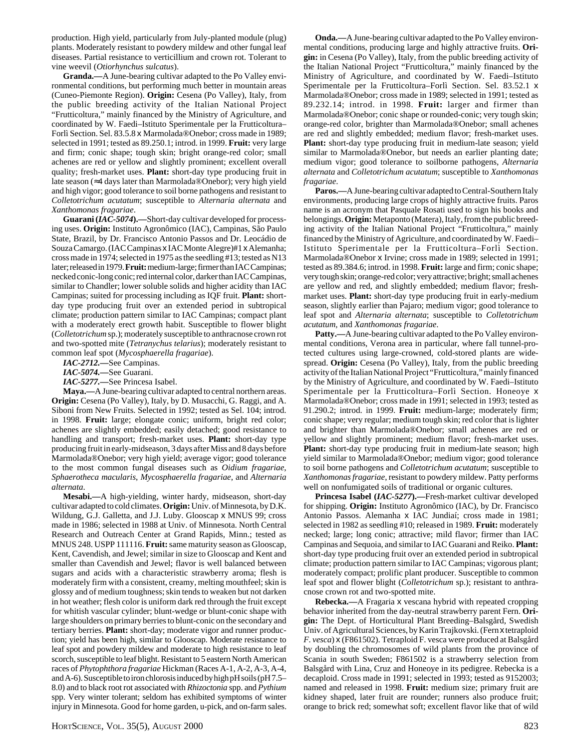production. High yield, particularly from July-planted module (plug) plants. Moderately resistant to powdery mildew and other fungal leaf diseases. Partial resistance to verticillium and crown rot. Tolerant to vine weevil (*Otiorhynchus sulcatus*).

**Granda.—**A June-bearing cultivar adapted to the Po Valley environmental conditions, but performing much better in mountain areas (Cuneo-Piemonte Region). **Origin:** Cesena (Po Valley), Italy, from the public breeding activity of the Italian National Project "Frutticoltura," mainly financed by the Ministry of Agriculture, and coordinated by W. Faedi–Istituto Sperimentale per la Frutticoltura–Forlì Section. Sel. 83.5.8 x Marmolada®Onebor; cross made in 1989; selected in 1991; tested as 89.250.1; introd. in 1999. **Fruit:** very large and firm; conic shape; tough skin; bright orange-red color; small achenes are red or yellow and slightly prominent; excellent overall quality; fresh-market uses. **Plant:** short-day type producing fruit in late season (≈4 days later than Marmolada®Onebor); very high yield and high vigor; good tolerance to soil borne pathogens and resistant to *Colletotrichum acutatum*; susceptible to *Alternaria alternata* and *Xanthomonas fragariae*.

**Guarani (*IAC-5074*).—**Short-day cultivar developed for processing uses. **Origin:** Instituto Agronômico (IAC), Campinas, São Paulo State, Brazil, by Dr. Francisco Antonio Passos and Dr. Leocádio de Souza Camargo. (IAC Campinas x IAC Monte Alegre)#1 x Alemanha; cross made in 1974; selected in 1975 as the seedling #13; tested as N13 later; released in 1979. **Fruit:** medium-large; firmer than IAC Campinas; necked conic-long conic; red internal color, darker than IAC Campinas, similar to Chandler; lower soluble solids and higher acidity than IAC Campinas; suited for processing including as IQF fruit. **Plant:** short-day type producing fruit over an extended period in subtropical climate; production pattern similar to IAC Campinas; compact plant with a moderately erect growth habit. Susceptible to flower blight (*Colletotrichum* sp.); moderately susceptible to anthracnose crown rot and two-spotted mite (*Tetranychus telarius*); moderately resistant to common leaf spot (*Mycosphaerella fragariae*).

***IAC-2712*.—**See Campinas.

***IAC-5074*.—**See Guarani.

***IAC-5277*.—**See Princesa Isabel.

**Maya.—**A June-bearing cultivar adapted to central northern areas. **Origin:** Cesena (Po Valley), Italy, by D. Musacchi, G. Raggi, and A. Siboni from New Fruits. Selected in 1992; tested as Sel. 104; introd. in 1998. **Fruit:** large; elongate conic; uniform, bright red color; achenes are slightly embedded; easily detached; good resistance to handling and transport; fresh-market uses. **Plant:** short-day type producing fruit in early-midseason, 3 days after Miss and 8 days before Marmolada®Onebor; very high yield; average vigor; good tolerance to the most common fungal diseases such as *Oidium fragariae*, *Sphaerotheca macularis*, *Mycosphaerella fragariae*, and *Alternaria alternata*.

**Mesabi.—**A high-yielding, winter hardy, midseason, short-day cultivar adapted to cold climates. **Origin:** Univ. of Minnesota, by D.K. Wildung, G.J. Galletta, and J.J. Luby. Glooscap x MNUS 99; cross made in 1986; selected in 1988 at Univ. of Minnesota. North Central Research and Outreach Center at Grand Rapids, Minn.; tested as MNUS 248. USPP 111116. **Fruit:** same maturity season as Glooscap, Kent, Cavendish, and Jewel; similar in size to Glooscap and Kent and smaller than Cavendish and Jewel; flavor is well balanced between sugars and acids with a characteristic strawberry aroma; flesh is moderately firm with a consistent, creamy, melting mouthfeel; skin is glossy and of medium toughness; skin tends to weaken but not darken in hot weather; flesh color is uniform dark red through the fruit except for whitish vascular cylinder; blunt-wedge or blunt-conic shape with large shoulders on primary berries to blunt-conic on the secondary and tertiary berries. **Plant:** short-day; moderate vigor and runner production; yield has been high, similar to Glooscap. Moderate resistance to leaf spot and powdery mildew and moderate to high resistance to leaf scorch, susceptible to leaf blight. Resistant to 5 eastern North American races of *Phytophthora fragariae* Hickman (Races A-1, A-2, A-3, A-4, and A-6). Susceptible to iron chlorosis induced by high pH soils (pH 7.5–8.0) and to black root rot associated with *Rhizoctonia* spp. and *Pythium* spp. Very winter tolerant; seldom has exhibited symptoms of winter injury in Minnesota. Good for home garden, u-pick, and on-farm sales.

**Onda.—**A June-bearing cultivar adapted to the Po Valley environmental conditions, producing large and highly attractive fruits. **Origin:** in Cesena (Po Valley), Italy, from the public breeding activity of the Italian National Project "Frutticoltura," mainly financed by the Ministry of Agriculture, and coordinated by W. Faedi–Istituto Sperimentale per la Frutticoltura–Forlì Section. Sel. 83.52.1 x Marmolada®Onebor; cross made in 1989; selected in 1991; tested as 89.232.14; introd. in 1998. **Fruit:** larger and firmer than Marmolada®Onebor; conic shape or rounded-conic; very tough skin; orange-red color, brighter than Marmolada®Onebor; small achenes are red and slightly embedded; medium flavor; fresh-market uses. **Plant:** short-day type producing fruit in medium-late season; yield similar to Marmolada®Onebor, but needs an earlier planting date; medium vigor; good tolerance to soilborne pathogens, *Alternaria alternata* and *Colletotrichum acutatum*; susceptible to *Xanthomonas fragariae*.

**Paros.—**A June-bearing cultivar adapted to Central-Southern Italy environments, producing large crops of highly attractive fruits. Paros name is an acronym that Pasquale Rosati used to sign his books and belongings. **Origin:** Metaponto (Matera), Italy, from the public breeding activity of the Italian National Project "Frutticoltura," mainly financed by the Ministry of Agriculture, and coordinated by W. Faedi–Istituto Sperimentale per la Frutticoltura–Forlì Section. Marmolada®Onebor x Irvine; cross made in 1989; selected in 1991; tested as 89.384.6; introd. in 1998. **Fruit:** large and firm; conic shape; very tough skin; orange-red color; very attractive; bright; small achenes are yellow and red, and slightly embedded; medium flavor; fresh-market uses. **Plant:** short-day type producing fruit in early-medium season, slightly earlier than Pajaro; medium vigor; good tolerance to leaf spot and *Alternaria alternata*; susceptible to *Colletotrichum acutatum*, and *Xanthomonas fragariae*.

**Patty.—**A June-bearing cultivar adapted to the Po Valley environmental conditions, Verona area in particular, where fall tunnel-protected cultures using large-crowned, cold-stored plants are widespread. **Origin:** Cesena (Po Valley), Italy, from the public breeding activity of the Italian National Project "Frutticoltura," mainly financed by the Ministry of Agriculture, and coordinated by W. Faedi–Istituto Sperimentale per la Frutticoltura–Forlì Section. Honeoye x Marmolada®Onebor; cross made in 1991; selected in 1993; tested as 91.290.2; introd. in 1999. **Fruit:** medium-large; moderately firm; conic shape; very regular; medium tough skin; red color that is lighter and brighter than Marmolada®Onebor; small achenes are red or yellow and slightly prominent; medium flavor; fresh-market uses. **Plant:** short-day type producing fruit in medium-late season; high yield similar to Marmolada®Onebor; medium vigor; good tolerance to soil borne pathogens and *Colletotrichum acutatum*; susceptible to *Xanthomonas fragariae*, resistant to powdery mildew. Patty performs well on nonfumigated soils of traditional or organic cultures.

**Princesa Isabel (*IAC-5277*).—**Fresh-market cultivar developed for shipping. **Origin:** Instituto Agronômico (IAC), by Dr. Francisco Antonio Passos. Alemanha x IAC Jundiaí; cross made in 1981; selected in 1982 as seedling #10; released in 1989. **Fruit:** moderately necked; large; long conic; attractive; mild flavor; firmer than IAC Campinas and Sequoia, and similar to IAC Guarani and Reiko. **Plant:** short-day type producing fruit over an extended period in subtropical climate; production pattern similar to IAC Campinas; vigorous plant; moderately compact; prolific plant producer. Susceptible to common leaf spot and flower blight (*Colletotrichum* sp.); resistant to anthracnose crown rot and two-spotted mite.

**Rebecka.—**A Fragaria x vescana hybrid with repeated cropping behavior inherited from the day-neutral strawberry parent Fern. **Origin:** The Dept. of Horticultural Plant Breeding–Balsgård, Swedish Univ. of Agricultural Sciences, by Karin Trajkovski. (Fern x tetraploid *F. vesca*) x (F861502). Tetraploid F. vesca were produced at Balsgård by doubling the chromosomes of wild plants from the province of Scania in south Sweden; F861502 is a strawberry selection from Balsgård with Lina, Cruz and Honeoye in its pedigree. Rebecka is a decaploid. Cross made in 1991; selected in 1993; tested as 9152003; named and released in 1998. **Fruit:** medium size; primary fruit are kidney shaped, later fruit are rounder; runners also produce fruit; orange to brick red; somewhat soft; excellent flavor like that of wild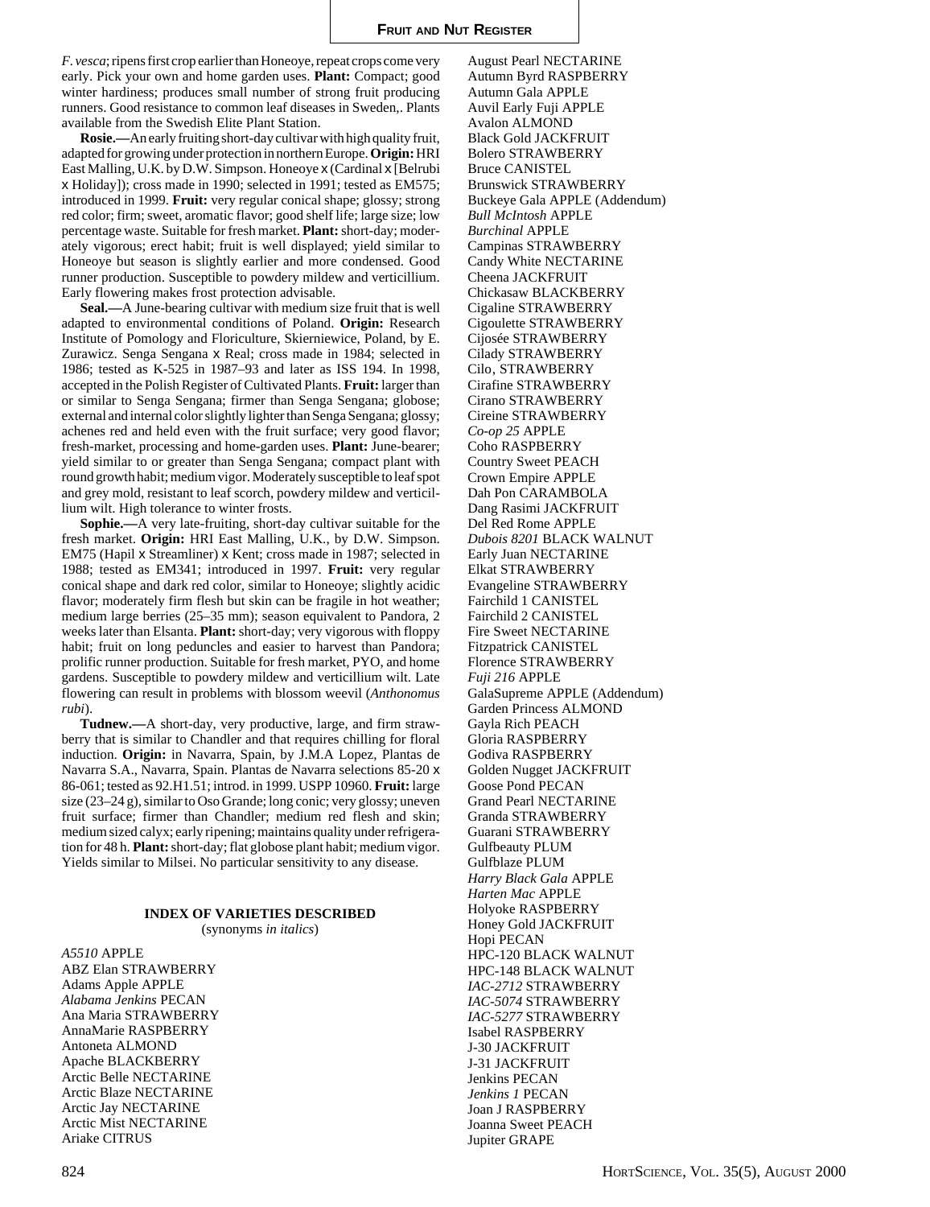*F. vesca*; ripens first crop earlier than Honeoye, repeat crops come very early. Pick your own and home garden uses. **Plant:** Compact; good winter hardiness; produces small number of strong fruit producing runners. Good resistance to common leaf diseases in Sweden,. Plants available from the Swedish Elite Plant Station.

**Rosie.—**An early fruiting short-day cultivar with high quality fruit, adapted for growing under protection in northern Europe. **Origin:** HRI East Malling, U.K. by D.W. Simpson. Honeoye x (Cardinal x [Belrubi x Holiday]); cross made in 1990; selected in 1991; tested as EM575; introduced in 1999. **Fruit:** very regular conical shape; glossy; strong red color; firm; sweet, aromatic flavor; good shelf life; large size; low percentage waste. Suitable for fresh market. **Plant:** short-day; moderately vigorous; erect habit; fruit is well displayed; yield similar to Honeoye but season is slightly earlier and more condensed. Good runner production. Susceptible to powdery mildew and verticillium. Early flowering makes frost protection advisable.

**Seal.—**A June-bearing cultivar with medium size fruit that is well adapted to environmental conditions of Poland. **Origin:** Research Institute of Pomology and Floriculture, Skierniewice, Poland, by E. Zurawicz. Senga Sengana x Real; cross made in 1984; selected in 1986; tested as K-525 in 1987–93 and later as ISS 194. In 1998, accepted in the Polish Register of Cultivated Plants. **Fruit:** larger than or similar to Senga Sengana; firmer than Senga Sengana; globose; external and internal color slightly lighter than Senga Sengana; glossy; achenes red and held even with the fruit surface; very good flavor; fresh-market, processing and home-garden uses. **Plant:** June-bearer; yield similar to or greater than Senga Sengana; compact plant with round growth habit; medium vigor. Moderately susceptible to leaf spot and grey mold, resistant to leaf scorch, powdery mildew and verticillium wilt. High tolerance to winter frosts.

**Sophie.—**A very late-fruiting, short-day cultivar suitable for the fresh market. **Origin:** HRI East Malling, U.K., by D.W. Simpson. EM75 (Hapil x Streamliner) x Kent; cross made in 1987; selected in 1988; tested as EM341; introduced in 1997. **Fruit:** very regular conical shape and dark red color, similar to Honeoye; slightly acidic flavor; moderately firm flesh but skin can be fragile in hot weather; medium large berries (25–35 mm); season equivalent to Pandora, 2 weeks later than Elsanta. **Plant:** short-day; very vigorous with floppy habit; fruit on long peduncles and easier to harvest than Pandora; prolific runner production. Suitable for fresh market, PYO, and home gardens. Susceptible to powdery mildew and verticillium wilt. Late flowering can result in problems with blossom weevil (*Anthonomus rubi*).

**Tudnew.—**A short-day, very productive, large, and firm strawberry that is similar to Chandler and that requires chilling for floral induction. **Origin:** in Navarra, Spain, by J.M.A Lopez, Plantas de Navarra S.A., Navarra, Spain. Plantas de Navarra selections 85-20 x 86-061; tested as 92.H1.51; introd. in 1999. USPP 10960. **Fruit:** large size (23–24 g), similar to Oso Grande; long conic; very glossy; uneven fruit surface; firmer than Chandler; medium red flesh and skin; medium sized calyx; early ripening; maintains quality under refrigeration for 48 h. **Plant:** short-day; flat globose plant habit; medium vigor. Yields similar to Milsei. No particular sensitivity to any disease.

## INDEX OF VARIETIES DESCRIBED

(synonyms *in italics*)

*A5510* APPLE
ABZ Elan STRAWBERRY
Adams Apple APPLE
*Alabama Jenkins* PECAN
Ana Maria STRAWBERRY
AnnaMarie RASPBERRY
Antoneta ALMOND
Apache BLACKBERRY
Arctic Belle NECTARINE
Arctic Blaze NECTARINE
Arctic Jay NECTARINE
Arctic Mist NECTARINE
Ariake CITRUS
August Pearl NECTARINE
Autumn Byrd RASPBERRY
Autumn Gala APPLE
Auvil Early Fuji APPLE
Avalon ALMOND
Black Gold JACKFRUIT
Bolero STRAWBERRY
Bruce CANISTEL
Brunswick STRAWBERRY
Buckeye Gala APPLE (Addendum)
*Bull McIntosh* APPLE
*Burchinal* APPLE
Campinas STRAWBERRY
Candy White NECTARINE
Cheena JACKFRUIT
Chickasaw BLACKBERRY
Cigaline STRAWBERRY
Cigoulette STRAWBERRY
Cijosée STRAWBERRY
Cilady STRAWBERRY
Cilo, STRAWBERRY
Cirafine STRAWBERRY
Cirano STRAWBERRY
Cireine STRAWBERRY
*Co-op 25* APPLE
Coho RASPBERRY
Country Sweet PEACH
Crown Empire APPLE
Dah Pon CARAMBOLA
Dang Rasimi JACKFRUIT
Del Red Rome APPLE
*Dubois 8201* BLACK WALNUT
Early Juan NECTARINE
Elkat STRAWBERRY
Evangeline STRAWBERRY
Fairchild 1 CANISTEL
Fairchild 2 CANISTEL
Fire Sweet NECTARINE
Fitzpatrick CANISTEL
Florence STRAWBERRY
*Fuji 216* APPLE
GalaSupreme APPLE (Addendum)
Garden Princess ALMOND
Gayla Rich PEACH
Gloria RASPBERRY
Godiva RASPBERRY
Golden Nugget JACKFRUIT
Goose Pond PECAN
Grand Pearl NECTARINE
Granda STRAWBERRY
Guarani STRAWBERRY
Gulfbeauty PLUM
Gulfblaze PLUM
*Harry Black Gala* APPLE
*Harten Mac* APPLE
Holyoke RASPBERRY
Honey Gold JACKFRUIT
Hopi PECAN
HPC-120 BLACK WALNUT
HPC-148 BLACK WALNUT
*IAC-2712* STRAWBERRY
*IAC-5074* STRAWBERRY
*IAC-5277* STRAWBERRY
Isabel RASPBERRY
J-30 JACKFRUIT
J-31 JACKFRUIT
Jenkins PECAN
*Jenkins 1* PECAN
Joan J RASPBERRY
Joanna Sweet PEACH
Jupiter GRAPE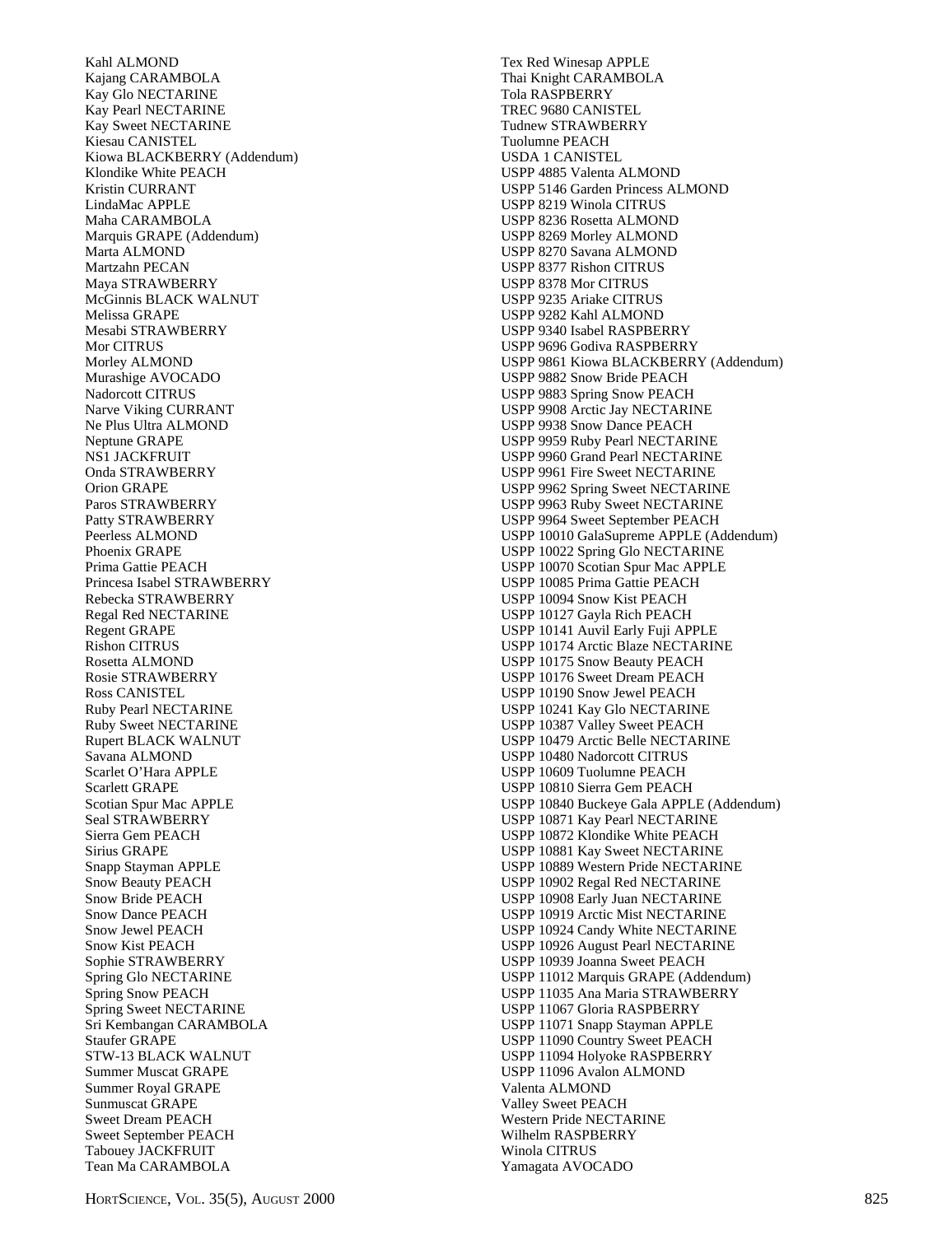Kahl ALMOND
Kajang CARAMBOLA
Kay Glo NECTARINE
Kay Pearl NECTARINE
Kay Sweet NECTARINE
Kiesau CANISTEL
Kiowa BLACKBERRY (Addendum)
Klondike White PEACH
Kristin CURRANT
LindaMac APPLE
Maha CARAMBOLA
Marquis GRAPE (Addendum)
Marta ALMOND
Martzahn PECAN
Maya STRAWBERRY
McGinnis BLACK WALNUT
Melissa GRAPE
Mesabi STRAWBERRY
Mor CITRUS
Morley ALMOND
Murashige AVOCADO
Nadorcott CITRUS
Narve Viking CURRANT
Ne Plus Ultra ALMOND
Neptune GRAPE
NS1 JACKFRUIT
Onda STRAWBERRY
Orion GRAPE
Paros STRAWBERRY
Patty STRAWBERRY
Peerless ALMOND
Phoenix GRAPE
Prima Gattie PEACH
Princesa Isabel STRAWBERRY
Rebecka STRAWBERRY
Regal Red NECTARINE
Regent GRAPE
Rishon CITRUS
Rosetta ALMOND
Rosie STRAWBERRY
Ross CANISTEL
Ruby Pearl NECTARINE
Ruby Sweet NECTARINE
Rupert BLACK WALNUT
Savana ALMOND
Scarlet O'Hara APPLE
Scarlett GRAPE
Scotian Spur Mac APPLE
Seal STRAWBERRY
Sierra Gem PEACH
Sirius GRAPE
Snapp Stayman APPLE
Snow Beauty PEACH
Snow Bride PEACH
Snow Dance PEACH
Snow Jewel PEACH
Snow Kist PEACH
Sophie STRAWBERRY
Spring Glo NECTARINE
Spring Snow PEACH
Spring Sweet NECTARINE
Sri Kembangan CARAMBOLA
Staufer GRAPE
STW-13 BLACK WALNUT
Summer Muscat GRAPE
Summer Royal GRAPE
Sunmuscat GRAPE
Sweet Dream PEACH
Sweet September PEACH
Tabouey JACKFRUIT
Tean Ma CARAMBOLA
Tex Red Winesap APPLE
Thai Knight CARAMBOLA
Tola RASPBERRY
TREC 9680 CANISTEL
Tudnew STRAWBERRY
Tuolumne PEACH
USDA 1 CANISTEL
USPP 4885 Valenta ALMOND
USPP 5146 Garden Princess ALMOND
USPP 8219 Winola CITRUS
USPP 8236 Rosetta ALMOND
USPP 8269 Morley ALMOND
USPP 8270 Savana ALMOND
USPP 8377 Rishon CITRUS
USPP 8378 Mor CITRUS
USPP 9235 Ariake CITRUS
USPP 9282 Kahl ALMOND
USPP 9340 Isabel RASPBERRY
USPP 9696 Godiva RASPBERRY
USPP 9861 Kiowa BLACKBERRY (Addendum)
USPP 9882 Snow Bride PEACH
USPP 9883 Spring Snow PEACH
USPP 9908 Arctic Jay NECTARINE
USPP 9938 Snow Dance PEACH
USPP 9959 Ruby Pearl NECTARINE
USPP 9960 Grand Pearl NECTARINE
USPP 9961 Fire Sweet NECTARINE
USPP 9962 Spring Sweet NECTARINE
USPP 9963 Ruby Sweet NECTARINE
USPP 9964 Sweet September PEACH
USPP 10010 GalaSupreme APPLE (Addendum)
USPP 10022 Spring Glo NECTARINE
USPP 10070 Scotian Spur Mac APPLE
USPP 10085 Prima Gattie PEACH
USPP 10094 Snow Kist PEACH
USPP 10127 Gayla Rich PEACH
USPP 10141 Auvil Early Fuji APPLE
USPP 10174 Arctic Blaze NECTARINE
USPP 10175 Snow Beauty PEACH
USPP 10176 Sweet Dream PEACH
USPP 10190 Snow Jewel PEACH
USPP 10241 Kay Glo NECTARINE
USPP 10387 Valley Sweet PEACH
USPP 10479 Arctic Belle NECTARINE
USPP 10480 Nadorcott CITRUS
USPP 10609 Tuolumne PEACH
USPP 10810 Sierra Gem PEACH
USPP 10840 Buckeye Gala APPLE (Addendum)
USPP 10871 Kay Pearl NECTARINE
USPP 10872 Klondike White PEACH
USPP 10881 Kay Sweet NECTARINE
USPP 10889 Western Pride NECTARINE
USPP 10902 Regal Red NECTARINE
USPP 10908 Early Juan NECTARINE
USPP 10919 Arctic Mist NECTARINE
USPP 10924 Candy White NECTARINE
USPP 10926 August Pearl NECTARINE
USPP 10939 Joanna Sweet PEACH
USPP 11012 Marquis GRAPE (Addendum)
USPP 11035 Ana Maria STRAWBERRY
USPP 11067 Gloria RASPBERRY
USPP 11071 Snapp Stayman APPLE
USPP 11090 Country Sweet PEACH
USPP 11094 Holyoke RASPBERRY
USPP 11096 Avalon ALMOND
Valenta ALMOND
Valley Sweet PEACH
Western Pride NECTARINE
Wilhelm RASPBERRY
Winola CITRUS
Yamagata AVOCADO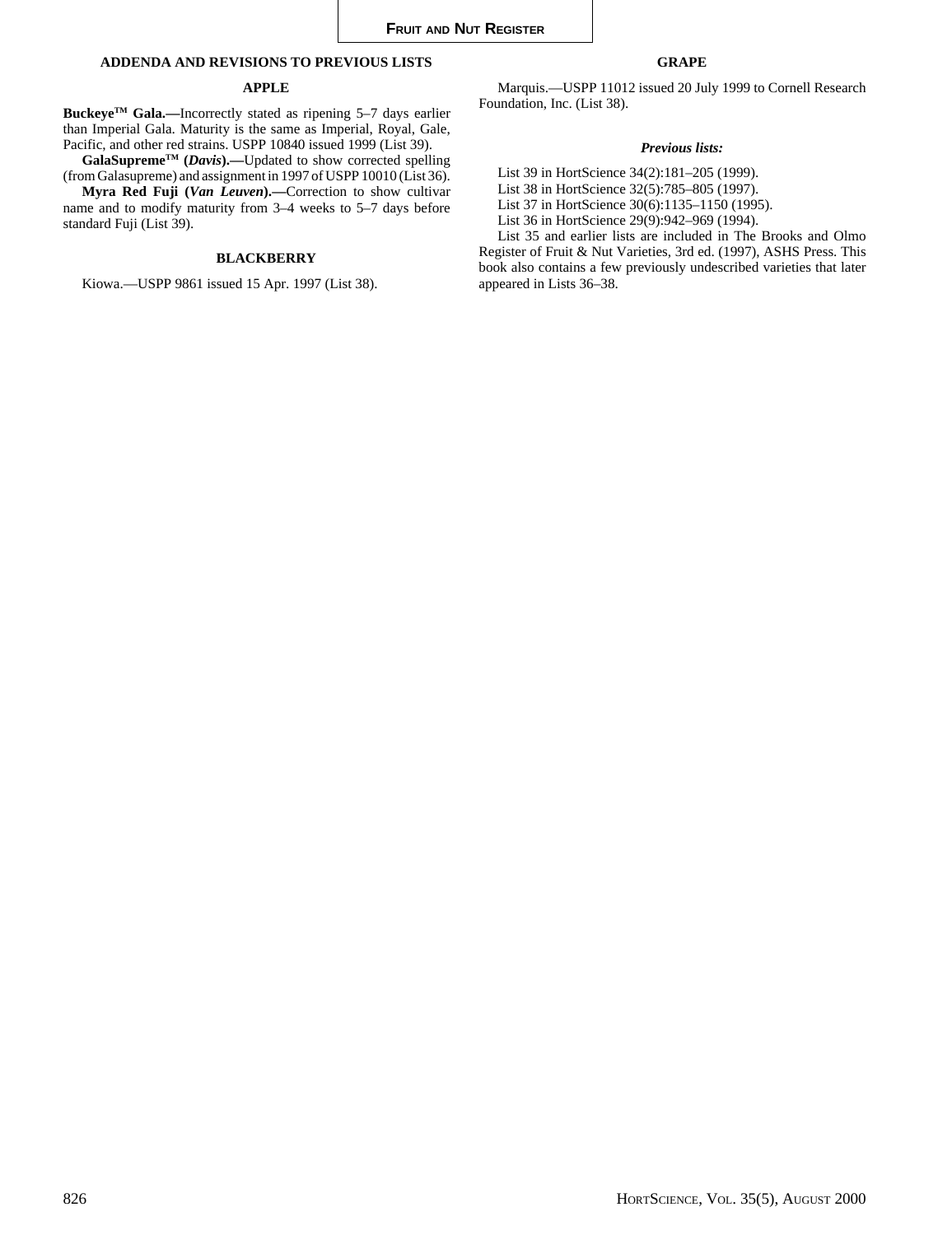## ADDENDA AND REVISIONS TO PREVIOUS LISTS

### APPLE

**Buckeye™ Gala.—**Incorrectly stated as ripening 5–7 days earlier than Imperial Gala. Maturity is the same as Imperial, Royal, Gale, Pacific, and other red strains. USPP 10840 issued 1999 (List 39).

**GalaSupreme™ (*Davis*).—**Updated to show corrected spelling (from Galasupreme) and assignment in 1997 of USPP 10010 (List 36).

**Myra Red Fuji (*Van Leuven*).—**Correction to show cultivar name and to modify maturity from 3–4 weeks to 5–7 days before standard Fuji (List 39).

### BLACKBERRY

Kiowa.—USPP 9861 issued 15 Apr. 1997 (List 38).

### GRAPE

Marquis.—USPP 11012 issued 20 July 1999 to Cornell Research Foundation, Inc. (List 38).

***Previous lists:***

List 39 in HortScience 34(2):181–205 (1999).

List 38 in HortScience 32(5):785–805 (1997).

List 37 in HortScience 30(6):1135–1150 (1995).

List 36 in HortScience 29(9):942–969 (1994).

List 35 and earlier lists are included in The Brooks and Olmo Register of Fruit & Nut Varieties, 3rd ed. (1997), ASHS Press. This book also contains a few previously undescribed varieties that later appeared in Lists 36–38.